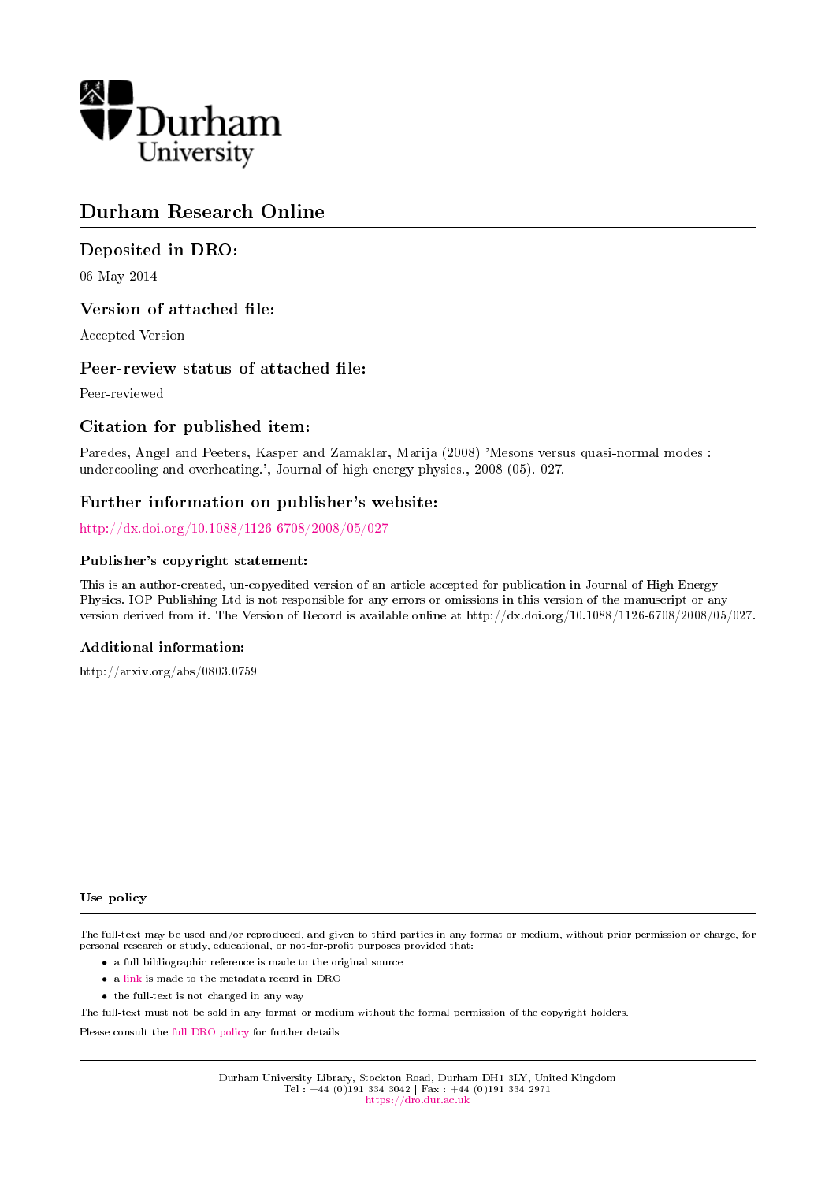Durham University

# Durham Research Online

## Deposited in DRO:

06 May 2014

## Version of attached file:

Accepted Version

## Peer-review status of attached file:

Peer-reviewed

## Citation for published item:

Paredes, Angel and Peeters, Kasper and Zamaklar, Marija (2008) 'Mesons versus quasi-normal modes : undercooling and overheating.', Journal of high energy physics., 2008 (05). 027.

## Further information on publisher's website:

http://dx.doi.org/10.1088/1126-6708/2008/05/027

### Publisher's copyright statement:

This is an author-created, un-copyedited version of an article accepted for publication in Journal of High Energy Physics. IOP Publishing Ltd is not responsible for any errors or omissions in this version of the manuscript or any version derived from it. The Version of Record is available online at http://dx.doi.org/10.1088/1126-6708/2008/05/027.

### Additional information:

http://arxiv.org/abs/0803.0759

### Use policy

The full-text may be used and/or reproduced, and given to third parties in any format or medium, without prior permission or charge, for personal research or study, educational, or not-for-profit purposes provided that:

- a full bibliographic reference is made to the original source
- a link is made to the metadata record in DRO
- the full-text is not changed in any way

The full-text must not be sold in any format or medium without the formal permission of the copyright holders.

Please consult the full DRO policy for further details.

Durham University Library, Stockton Road, Durham DH1 3LY, United Kingdom
Tel : +44 (0)191 334 3042 | Fax : +44 (0)191 334 2971
https://dro.dur.ac.uk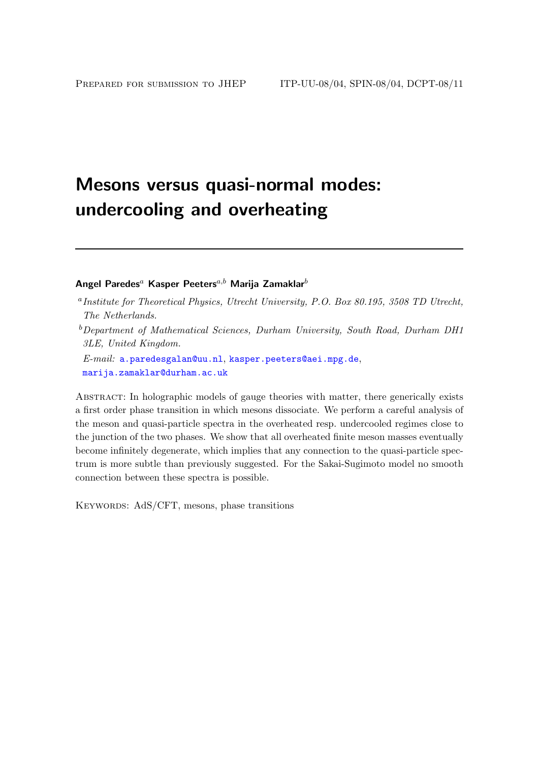Prepared for submission to JHEP ITP-UU-08/04, SPIN-08/04, DCPT-08/11

# Mesons versus quasi-normal modes: undercooling and overheating

**Angel Paredes**[a] **Kasper Peeters**[a,b] **Marija Zamaklar**[b]

[a]*Institute for Theoretical Physics, Utrecht University, P.O. Box 80.195, 3508 TD Utrecht, The Netherlands.*

[b]*Department of Mathematical Sciences, Durham University, South Road, Durham DH1 3LE, United Kingdom.*

*E-mail:* a.paredesgalan@uu.nl, kasper.peeters@aei.mpg.de, marija.zamaklar@durham.ac.uk

Abstract: In holographic models of gauge theories with matter, there generically exists a first order phase transition in which mesons dissociate. We perform a careful analysis of the meson and quasi-particle spectra in the overheated resp. undercooled regimes close to the junction of the two phases. We show that all overheated finite meson masses eventually become infinitely degenerate, which implies that any connection to the quasi-particle spectrum is more subtle than previously suggested. For the Sakai-Sugimoto model no smooth connection between these spectra is possible.

Keywords: AdS/CFT, mesons, phase transitions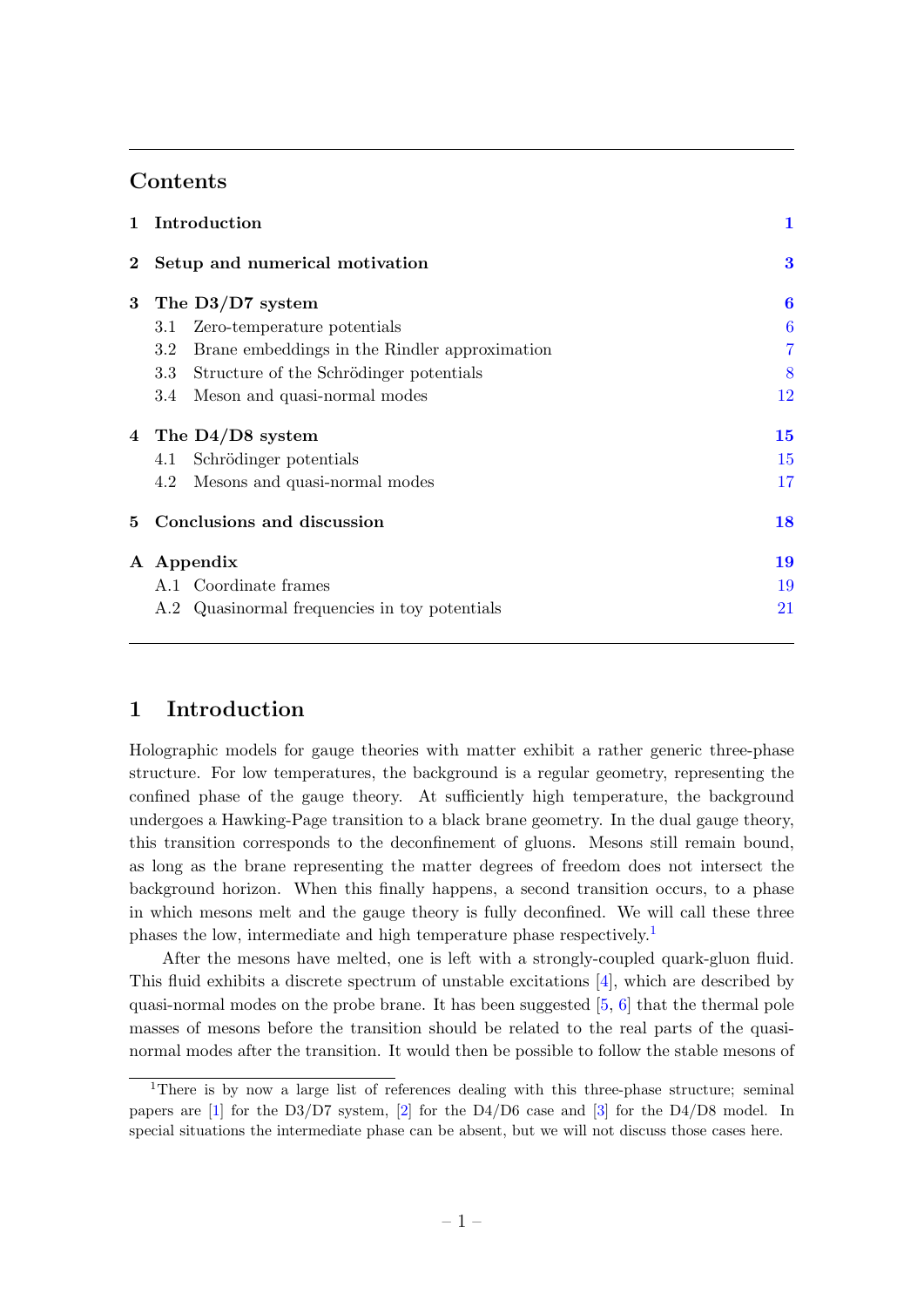## Contents

| | | |
|---|---|---|
| **1** | **Introduction** | **1** |
| **2** | **Setup and numerical motivation** | **3** |
| **3** | **The D3/D7 system** | **6** |
| | 3.1 Zero-temperature potentials | 6 |
| | 3.2 Brane embeddings in the Rindler approximation | 7 |
| | 3.3 Structure of the Schrödinger potentials | 8 |
| | 3.4 Meson and quasi-normal modes | 12 |
| **4** | **The D4/D8 system** | **15** |
| | 4.1 Schrödinger potentials | 15 |
| | 4.2 Mesons and quasi-normal modes | 17 |
| **5** | **Conclusions and discussion** | **18** |
| **A** | **Appendix** | **19** |
| | A.1 Coordinate frames | 19 |
| | A.2 Quasinormal frequencies in toy potentials | 21 |

# 1 Introduction

Holographic models for gauge theories with matter exhibit a rather generic three-phase structure. For low temperatures, the background is a regular geometry, representing the confined phase of the gauge theory. At sufficiently high temperature, the background undergoes a Hawking-Page transition to a black brane geometry. In the dual gauge theory, this transition corresponds to the deconfinement of gluons. Mesons still remain bound, as long as the brane representing the matter degrees of freedom does not intersect the background horizon. When this finally happens, a second transition occurs, to a phase in which mesons melt and the gauge theory is fully deconfined. We will call these three phases the low, intermediate and high temperature phase respectively.[1]

After the mesons have melted, one is left with a strongly-coupled quark-gluon fluid. This fluid exhibits a discrete spectrum of unstable excitations [4], which are described by quasi-normal modes on the probe brane. It has been suggested [5, 6] that the thermal pole masses of mesons before the transition should be related to the real parts of the quasi-normal modes after the transition. It would then be possible to follow the stable mesons of

[1] There is by now a large list of references dealing with this three-phase structure; seminal papers are [1] for the D3/D7 system, [2] for the D4/D6 case and [3] for the D4/D8 model. In special situations the intermediate phase can be absent, but we will not discuss those cases here.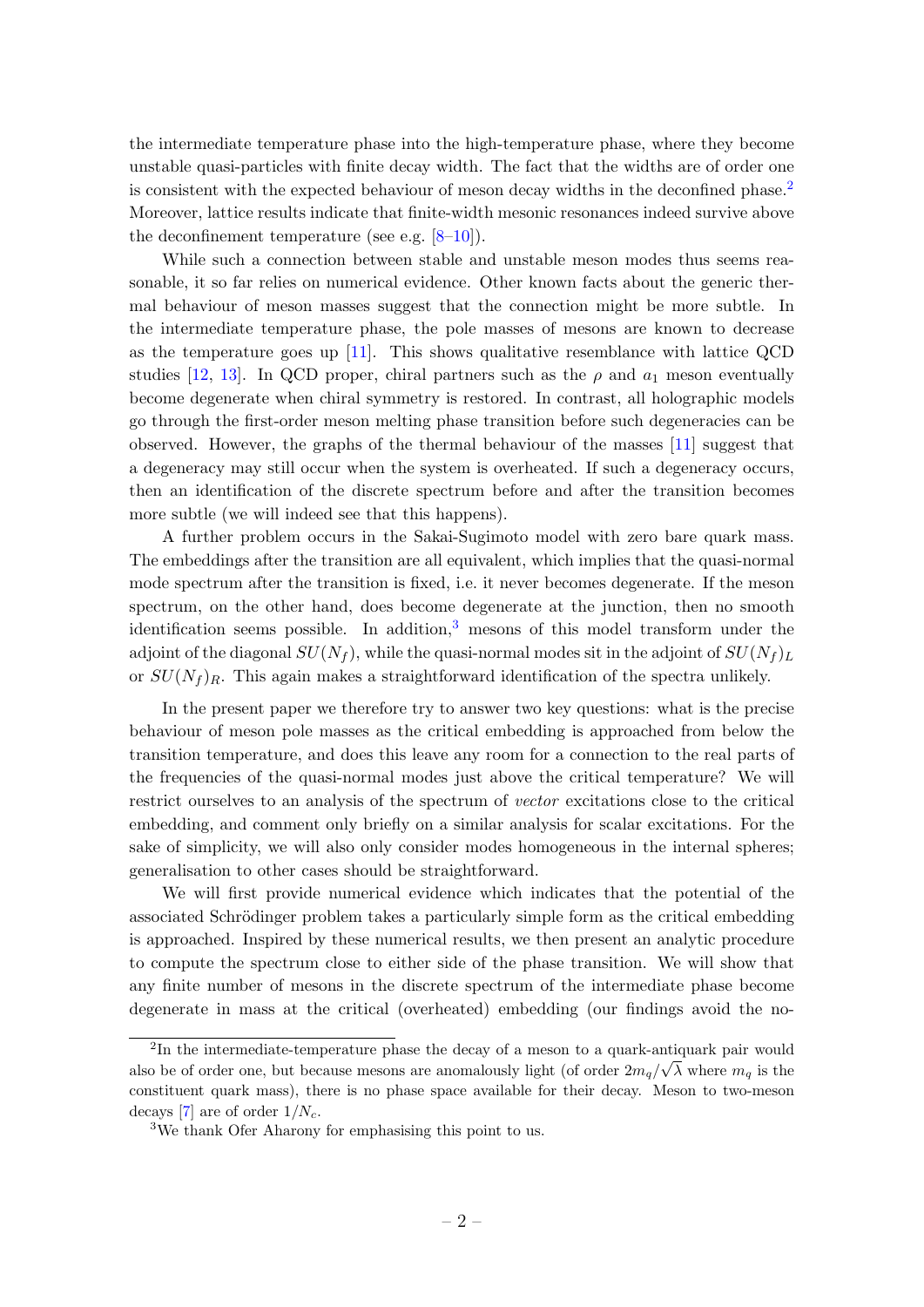the intermediate temperature phase into the high-temperature phase, where they become unstable quasi-particles with finite decay width. The fact that the widths are of order one is consistent with the expected behaviour of meson decay widths in the deconfined phase.[2] Moreover, lattice results indicate that finite-width mesonic resonances indeed survive above the deconfinement temperature (see e.g. [8–10]).

While such a connection between stable and unstable meson modes thus seems reasonable, it so far relies on numerical evidence. Other known facts about the generic thermal behaviour of meson masses suggest that the connection might be more subtle. In the intermediate temperature phase, the pole masses of mesons are known to decrease as the temperature goes up [11]. This shows qualitative resemblance with lattice QCD studies [12, 13]. In QCD proper, chiral partners such as the $\rho$ and $a_1$ meson eventually become degenerate when chiral symmetry is restored. In contrast, all holographic models go through the first-order meson melting phase transition before such degeneracies can be observed. However, the graphs of the thermal behaviour of the masses [11] suggest that a degeneracy may still occur when the system is overheated. If such a degeneracy occurs, then an identification of the discrete spectrum before and after the transition becomes more subtle (we will indeed see that this happens).

A further problem occurs in the Sakai-Sugimoto model with zero bare quark mass. The embeddings after the transition are all equivalent, which implies that the quasi-normal mode spectrum after the transition is fixed, i.e. it never becomes degenerate. If the meson spectrum, on the other hand, does become degenerate at the junction, then no smooth identification seems possible. In addition,[3] mesons of this model transform under the adjoint of the diagonal $SU(N_f)$, while the quasi-normal modes sit in the adjoint of $SU(N_f)_L$ or $SU(N_f)_R$. This again makes a straightforward identification of the spectra unlikely.

In the present paper we therefore try to answer two key questions: what is the precise behaviour of meson pole masses as the critical embedding is approached from below the transition temperature, and does this leave any room for a connection to the real parts of the frequencies of the quasi-normal modes just above the critical temperature? We will restrict ourselves to an analysis of the spectrum of *vector* excitations close to the critical embedding, and comment only briefly on a similar analysis for scalar excitations. For the sake of simplicity, we will also only consider modes homogeneous in the internal spheres; generalisation to other cases should be straightforward.

We will first provide numerical evidence which indicates that the potential of the associated Schrödinger problem takes a particularly simple form as the critical embedding is approached. Inspired by these numerical results, we then present an analytic procedure to compute the spectrum close to either side of the phase transition. We will show that any finite number of mesons in the discrete spectrum of the intermediate phase become degenerate in mass at the critical (overheated) embedding (our findings avoid the no-

[2] In the intermediate-temperature phase the decay of a meson to a quark-antiquark pair would also be of order one, but because mesons are anomalously light (of order $2m_q/\sqrt{\lambda}$ where $m_q$ is the constituent quark mass), there is no phase space available for their decay. Meson to two-meson decays [7] are of order $1/N_c$.

[3] We thank Ofer Aharony for emphasising this point to us.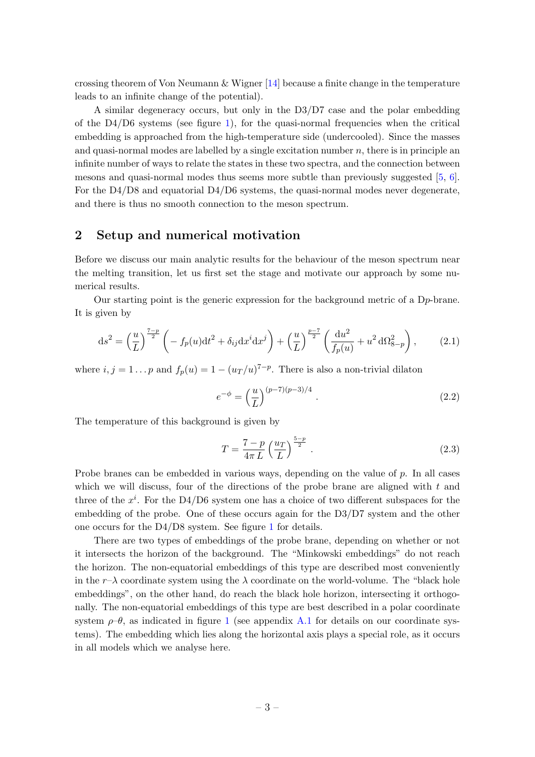crossing theorem of Von Neumann & Wigner [14] because a finite change in the temperature leads to an infinite change of the potential).

A similar degeneracy occurs, but only in the D3/D7 case and the polar embedding of the D4/D6 systems (see figure 1), for the quasi-normal frequencies when the critical embedding is approached from the high-temperature side (undercooled). Since the masses and quasi-normal modes are labelled by a single excitation number $n$, there is in principle an infinite number of ways to relate the states in these two spectra, and the connection between mesons and quasi-normal modes thus seems more subtle than previously suggested [5, 6]. For the D4/D8 and equatorial D4/D6 systems, the quasi-normal modes never degenerate, and there is thus no smooth connection to the meson spectrum.

## 2 Setup and numerical motivation

Before we discuss our main analytic results for the behaviour of the meson spectrum near the melting transition, let us first set the stage and motivate our approach by some numerical results.

Our starting point is the generic expression for the background metric of a D$p$-brane. It is given by

$$\mathrm{d}s^2 = \left(\frac{u}{L}\right)^{\frac{7-p}{2}} \left( - f_p(u)\mathrm{d}t^2 + \delta_{ij}\mathrm{d}x^i\mathrm{d}x^j \right) + \left(\frac{u}{L}\right)^{\frac{p-7}{2}} \left( \frac{\mathrm{d}u^2}{f_p(u)} + u^2\,\mathrm{d}\Omega_{8-p}^2 \right), \tag{2.1}$$

where $i, j = 1 \ldots p$ and $f_p(u) = 1 - (u_T/u)^{7-p}$. There is also a non-trivial dilaton

$$e^{-\phi} = \left(\frac{u}{L}\right)^{(p-7)(p-3)/4}. \tag{2.2}$$

The temperature of this background is given by

$$T = \frac{7-p}{4\pi\, L}\left(\frac{u_T}{L}\right)^{\frac{5-p}{2}}. \tag{2.3}$$

Probe branes can be embedded in various ways, depending on the value of $p$. In all cases which we will discuss, four of the directions of the probe brane are aligned with $t$ and three of the $x^i$. For the D4/D6 system one has a choice of two different subspaces for the embedding of the probe. One of these occurs again for the D3/D7 system and the other one occurs for the D4/D8 system. See figure 1 for details.

There are two types of embeddings of the probe brane, depending on whether or not it intersects the horizon of the background. The "Minkowski embeddings" do not reach the horizon. The non-equatorial embeddings of this type are described most conveniently in the $r$–$\lambda$ coordinate system using the $\lambda$ coordinate on the world-volume. The "black hole embeddings", on the other hand, do reach the black hole horizon, intersecting it orthogonally. The non-equatorial embeddings of this type are best described in a polar coordinate system $\rho$–$\theta$, as indicated in figure 1 (see appendix A.1 for details on our coordinate systems). The embedding which lies along the horizontal axis plays a special role, as it occurs in all models which we analyse here.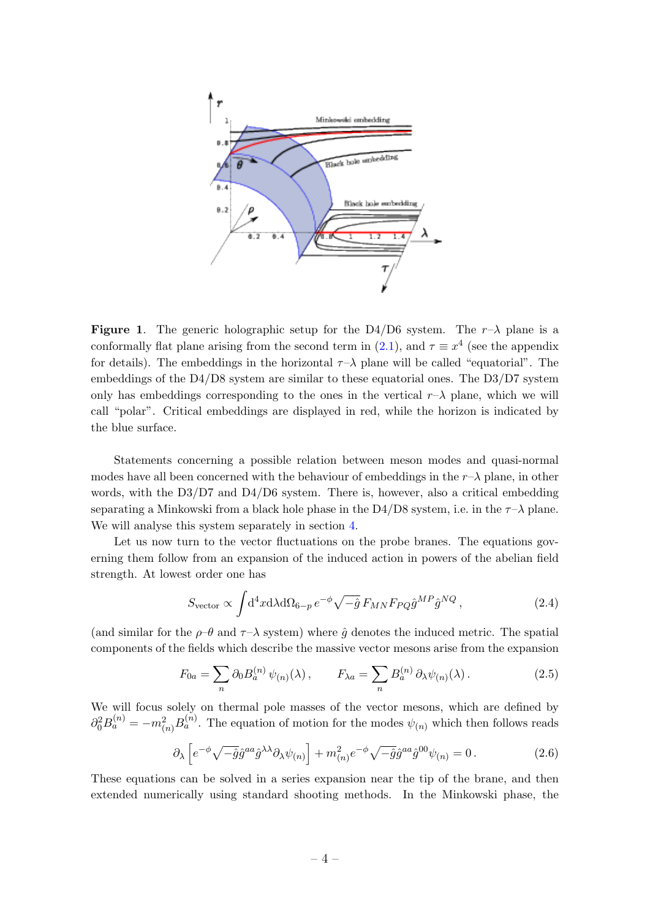**Figure 1**. The generic holographic setup for the D4/D6 system. The $r$–$\lambda$ plane is a conformally flat plane arising from the second term in (2.1), and $\tau \equiv x^4$ (see the appendix for details). The embeddings in the horizontal $\tau$–$\lambda$ plane will be called "equatorial". The embeddings of the D4/D8 system are similar to these equatorial ones. The D3/D7 system only has embeddings corresponding to the ones in the vertical $r$–$\lambda$ plane, which we will call "polar". Critical embeddings are displayed in red, while the horizon is indicated by the blue surface.

Statements concerning a possible relation between meson modes and quasi-normal modes have all been concerned with the behaviour of embeddings in the $r$–$\lambda$ plane, in other words, with the D3/D7 and D4/D6 system. There is, however, also a critical embedding separating a Minkowski from a black hole phase in the D4/D8 system, i.e. in the $\tau$–$\lambda$ plane. We will analyse this system separately in section 4.

Let us now turn to the vector fluctuations on the probe branes. The equations governing them follow from an expansion of the induced action in powers of the abelian field strength. At lowest order one has

$$S_{\text{vector}} \propto \int \mathrm{d}^4x\mathrm{d}\lambda\mathrm{d}\Omega_{6-p}\, e^{-\phi}\sqrt{-\hat{g}}\, F_{MN}F_{PQ}\hat{g}^{MP}\hat{g}^{NQ}\,, \tag{2.4}$$

(and similar for the $\rho$–$\theta$ and $\tau$–$\lambda$ system) where $\hat{g}$ denotes the induced metric. The spatial components of the fields which describe the massive vector mesons arise from the expansion

$$F_{0a} = \sum_n \partial_0 B_a^{(n)}\, \psi_{(n)}(\lambda)\,, \qquad F_{\lambda a} = \sum_n B_a^{(n)}\, \partial_\lambda \psi_{(n)}(\lambda)\,. \tag{2.5}$$

We will focus solely on thermal pole masses of the vector mesons, which are defined by $\partial_0^2 B_a^{(n)} = -m_{(n)}^2 B_a^{(n)}$. The equation of motion for the modes $\psi_{(n)}$ which then follows reads

$$\partial_\lambda\left[e^{-\phi}\sqrt{-\hat{g}}\hat{g}^{aa}\hat{g}^{\lambda\lambda}\partial_\lambda\psi_{(n)}\right] + m_{(n)}^2 e^{-\phi}\sqrt{-\hat{g}}\hat{g}^{aa}\hat{g}^{00}\psi_{(n)} = 0\,. \tag{2.6}$$

These equations can be solved in a series expansion near the tip of the brane, and then extended numerically using standard shooting methods. In the Minkowski phase, the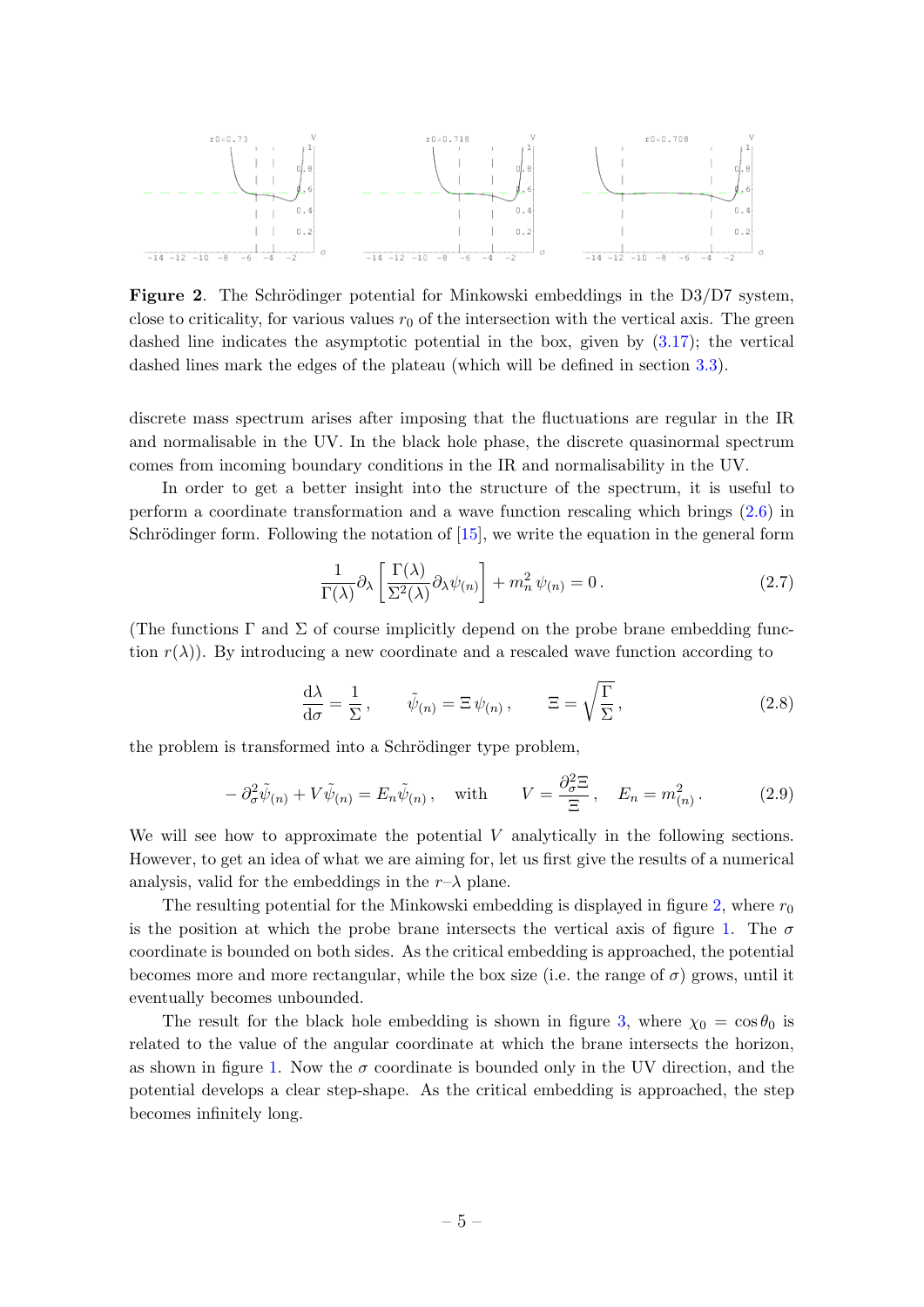**Figure 2**. The Schrödinger potential for Minkowski embeddings in the D3/D7 system, close to criticality, for various values $r_0$ of the intersection with the vertical axis. The green dashed line indicates the asymptotic potential in the box, given by (3.17); the vertical dashed lines mark the edges of the plateau (which will be defined in section 3.3).

discrete mass spectrum arises after imposing that the fluctuations are regular in the IR and normalisable in the UV. In the black hole phase, the discrete quasinormal spectrum comes from incoming boundary conditions in the IR and normalisability in the UV.

In order to get a better insight into the structure of the spectrum, it is useful to perform a coordinate transformation and a wave function rescaling which brings (2.6) in Schrödinger form. Following the notation of [15], we write the equation in the general form

$$\frac{1}{\Gamma(\lambda)}\partial_\lambda \left[\frac{\Gamma(\lambda)}{\Sigma^2(\lambda)}\partial_\lambda \psi_{(n)}\right] + m_n^2\, \psi_{(n)} = 0\,. \tag{2.7}$$

(The functions $\Gamma$ and $\Sigma$ of course implicitly depend on the probe brane embedding function $r(\lambda)$). By introducing a new coordinate and a rescaled wave function according to

$$\frac{\mathrm{d}\lambda}{\mathrm{d}\sigma} = \frac{1}{\Sigma}\,, \qquad \tilde{\psi}_{(n)} = \Xi\, \psi_{(n)}\,, \qquad \Xi = \sqrt{\frac{\Gamma}{\Sigma}}\,, \tag{2.8}$$

the problem is transformed into a Schrödinger type problem,

$$-\,\partial_\sigma^2 \tilde{\psi}_{(n)} + V\tilde{\psi}_{(n)} = E_n \tilde{\psi}_{(n)}\,, \quad \text{with} \qquad V = \frac{\partial_\sigma^2 \Xi}{\Xi}\,, \quad E_n = m_{(n)}^2\,. \tag{2.9}$$

We will see how to approximate the potential $V$ analytically in the following sections. However, to get an idea of what we are aiming for, let us first give the results of a numerical analysis, valid for the embeddings in the $r$–$\lambda$ plane.

The resulting potential for the Minkowski embedding is displayed in figure 2, where $r_0$ is the position at which the probe brane intersects the vertical axis of figure 1. The $\sigma$ coordinate is bounded on both sides. As the critical embedding is approached, the potential becomes more and more rectangular, while the box size (i.e. the range of $\sigma$) grows, until it eventually becomes unbounded.

The result for the black hole embedding is shown in figure 3, where $\chi_0 = \cos\theta_0$ is related to the value of the angular coordinate at which the brane intersects the horizon, as shown in figure 1. Now the $\sigma$ coordinate is bounded only in the UV direction, and the potential develops a clear step-shape. As the critical embedding is approached, the step becomes infinitely long.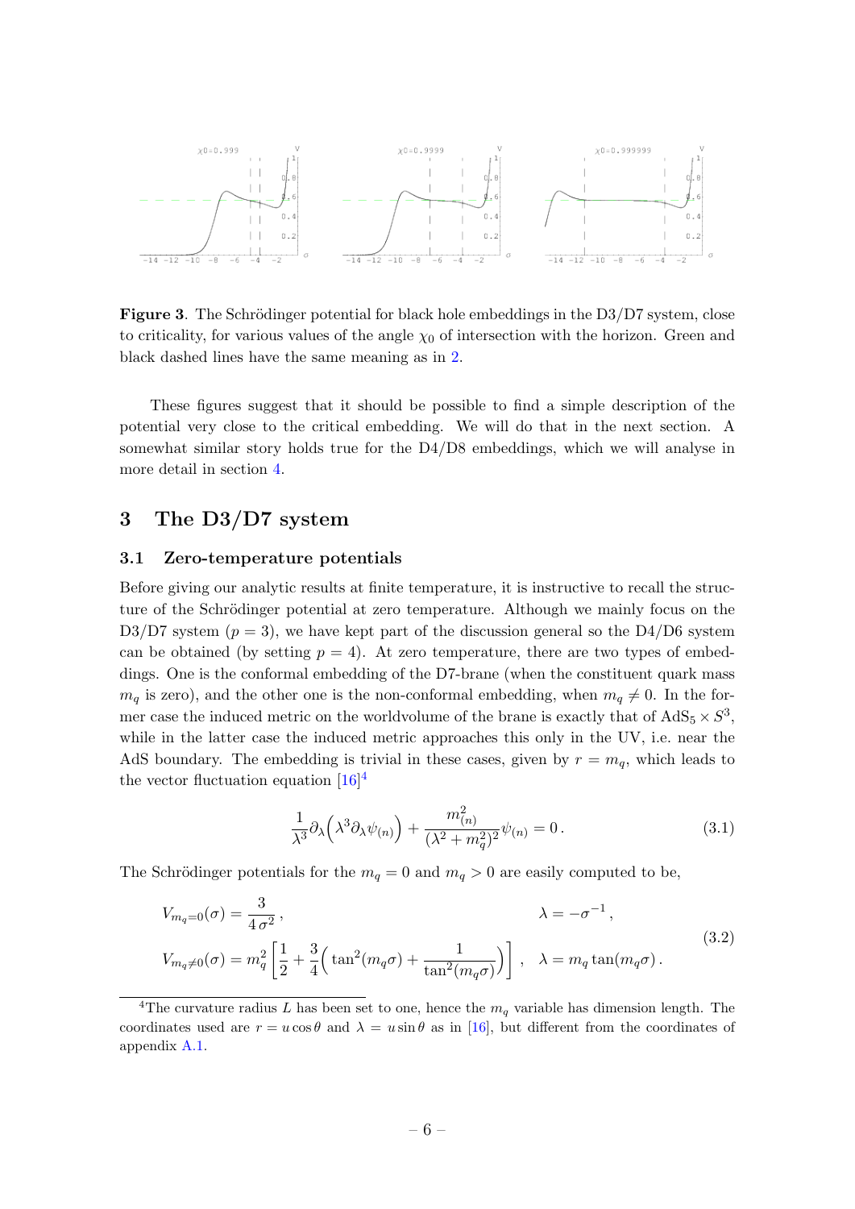**Figure 3**. The Schrödinger potential for black hole embeddings in the D3/D7 system, close to criticality, for various values of the angle $\chi_0$ of intersection with the horizon. Green and black dashed lines have the same meaning as in 2.

These figures suggest that it should be possible to find a simple description of the potential very close to the critical embedding. We will do that in the next section. A somewhat similar story holds true for the D4/D8 embeddings, which we will analyse in more detail in section 4.

## 3 The D3/D7 system

### 3.1 Zero-temperature potentials

Before giving our analytic results at finite temperature, it is instructive to recall the structure of the Schrödinger potential at zero temperature. Although we mainly focus on the D3/D7 system ($p = 3$), we have kept part of the discussion general so the D4/D6 system can be obtained (by setting $p = 4$). At zero temperature, there are two types of embeddings. One is the conformal embedding of the D7-brane (when the constituent quark mass $m_q$ is zero), and the other one is the non-conformal embedding, when $m_q \neq 0$. In the former case the induced metric on the worldvolume of the brane is exactly that of $AdS_5 \times S^3$, while in the latter case the induced metric approaches this only in the UV, i.e. near the AdS boundary. The embedding is trivial in these cases, given by $r = m_q$, which leads to the vector fluctuation equation [16][4]

$$\frac{1}{\lambda^3}\partial_\lambda\Big(\lambda^3\partial_\lambda\psi_{(n)}\Big) + \frac{m_{(n)}^2}{(\lambda^2+m_q^2)^2}\psi_{(n)} = 0\,. \tag{3.1}$$

The Schrödinger potentials for the $m_q = 0$ and $m_q > 0$ are easily computed to be,

$$\begin{aligned}
V_{m_q=0}(\sigma) &= \frac{3}{4\,\sigma^2}\,, & \lambda &= -\sigma^{-1}\,,\\
V_{m_q\neq 0}(\sigma) &= m_q^2\left[\frac{1}{2} + \frac{3}{4}\Big(\tan^2(m_q\sigma) + \frac{1}{\tan^2(m_q\sigma)}\Big)\right]\,, & \lambda &= m_q\tan(m_q\sigma)\,.
\end{aligned} \tag{3.2}$$

[4] The curvature radius $L$ has been set to one, hence the $m_q$ variable has dimension length. The coordinates used are $r = u\cos\theta$ and $\lambda = u\sin\theta$ as in [16], but different from the coordinates of appendix A.1.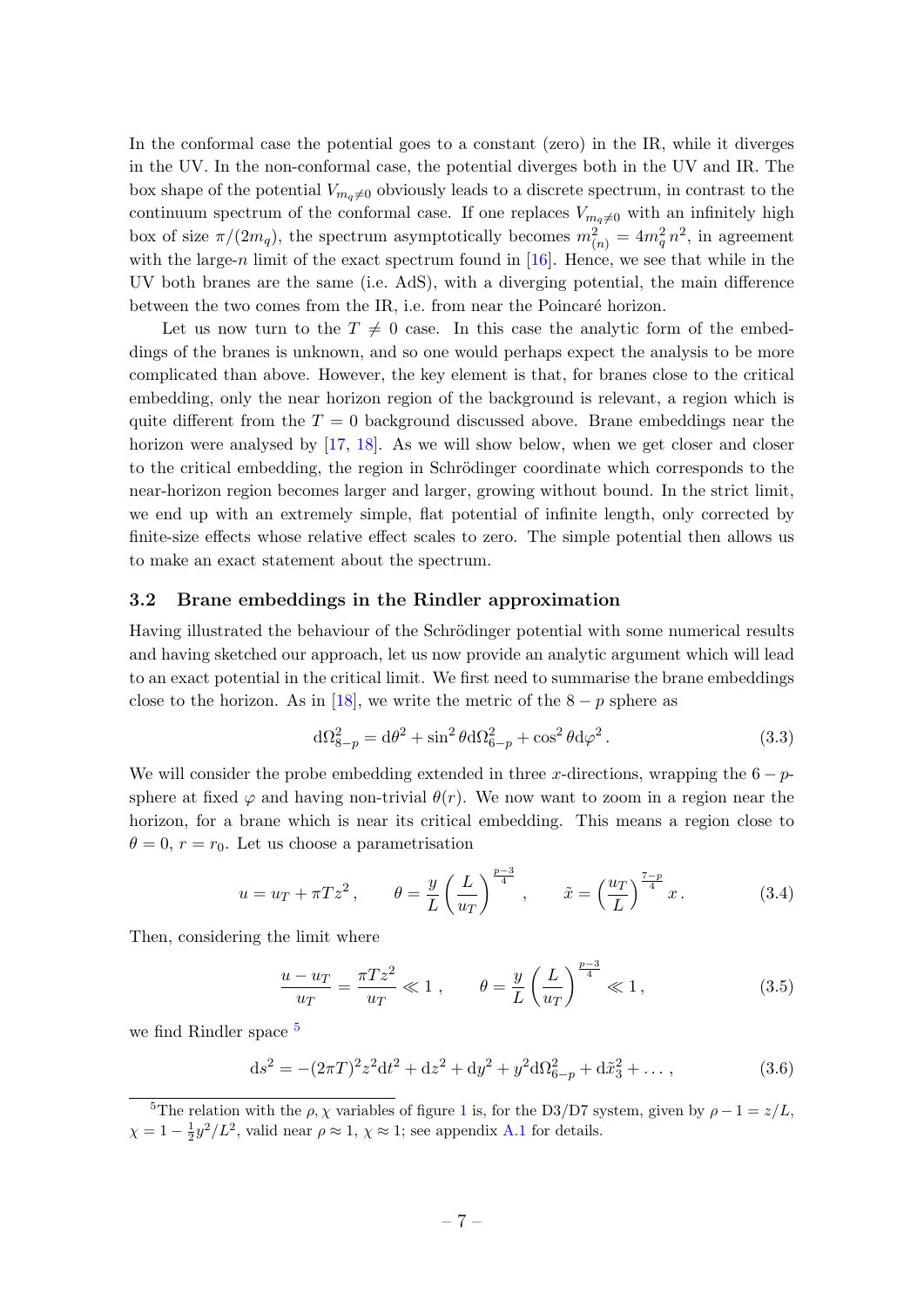In the conformal case the potential goes to a constant (zero) in the IR, while it diverges in the UV. In the non-conformal case, the potential diverges both in the UV and IR. The box shape of the potential $V_{m_q \neq 0}$ obviously leads to a discrete spectrum, in contrast to the continuum spectrum of the conformal case. If one replaces $V_{m_q \neq 0}$ with an infinitely high box of size $\pi/(2m_q)$, the spectrum asymptotically becomes $m_{(n)}^2 = 4m_q^2 n^2$, in agreement with the large-$n$ limit of the exact spectrum found in [16]. Hence, we see that while in the UV both branes are the same (i.e. AdS), with a diverging potential, the main difference between the two comes from the IR, i.e. from near the Poincaré horizon.

Let us now turn to the $T \neq 0$ case. In this case the analytic form of the embeddings of the branes is unknown, and so one would perhaps expect the analysis to be more complicated than above. However, the key element is that, for branes close to the critical embedding, only the near horizon region of the background is relevant, a region which is quite different from the $T = 0$ background discussed above. Brane embeddings near the horizon were analysed by [17, 18]. As we will show below, when we get closer and closer to the critical embedding, the region in Schrödinger coordinate which corresponds to the near-horizon region becomes larger and larger, growing without bound. In the strict limit, we end up with an extremely simple, flat potential of infinite length, only corrected by finite-size effects whose relative effect scales to zero. The simple potential then allows us to make an exact statement about the spectrum.

### 3.2 Brane embeddings in the Rindler approximation

Having illustrated the behaviour of the Schrödinger potential with some numerical results and having sketched our approach, let us now provide an analytic argument which will lead to an exact potential in the critical limit. We first need to summarise the brane embeddings close to the horizon. As in [18], we write the metric of the $8-p$ sphere as

$$\mathrm{d}\Omega_{8-p}^2 = \mathrm{d}\theta^2 + \sin^2\theta \mathrm{d}\Omega_{6-p}^2 + \cos^2\theta \mathrm{d}\varphi^2 \, . \tag{3.3}$$

We will consider the probe embedding extended in three $x$-directions, wrapping the $6-p$-sphere at fixed $\varphi$ and having non-trivial $\theta(r)$. We now want to zoom in a region near the horizon, for a brane which is near its critical embedding. This means a region close to $\theta = 0$, $r = r_0$. Let us choose a parametrisation

$$u = u_T + \pi T z^2 \, , \qquad \theta = \frac{y}{L}\left(\frac{L}{u_T}\right)^{\frac{p-3}{4}} \, , \qquad \tilde{x} = \left(\frac{u_T}{L}\right)^{\frac{7-p}{4}} x \, . \tag{3.4}$$

Then, considering the limit where

$$\frac{u - u_T}{u_T} = \frac{\pi T z^2}{u_T} \ll 1 \, , \qquad \theta = \frac{y}{L}\left(\frac{L}{u_T}\right)^{\frac{p-3}{4}} \ll 1 \, , \tag{3.5}$$

we find Rindler space [5]

$$\mathrm{d}s^2 = -(2\pi T)^2 z^2 \mathrm{d}t^2 + \mathrm{d}z^2 + \mathrm{d}y^2 + y^2 \mathrm{d}\Omega_{6-p}^2 + \mathrm{d}\tilde{x}_3^2 + \dots \, , \tag{3.6}$$

[5] The relation with the $\rho, \chi$ variables of figure 1 is, for the D3/D7 system, given by $\rho - 1 = z/L$, $\chi = 1 - \frac{1}{2}y^2/L^2$, valid near $\rho \approx 1$, $\chi \approx 1$; see appendix A.1 for details.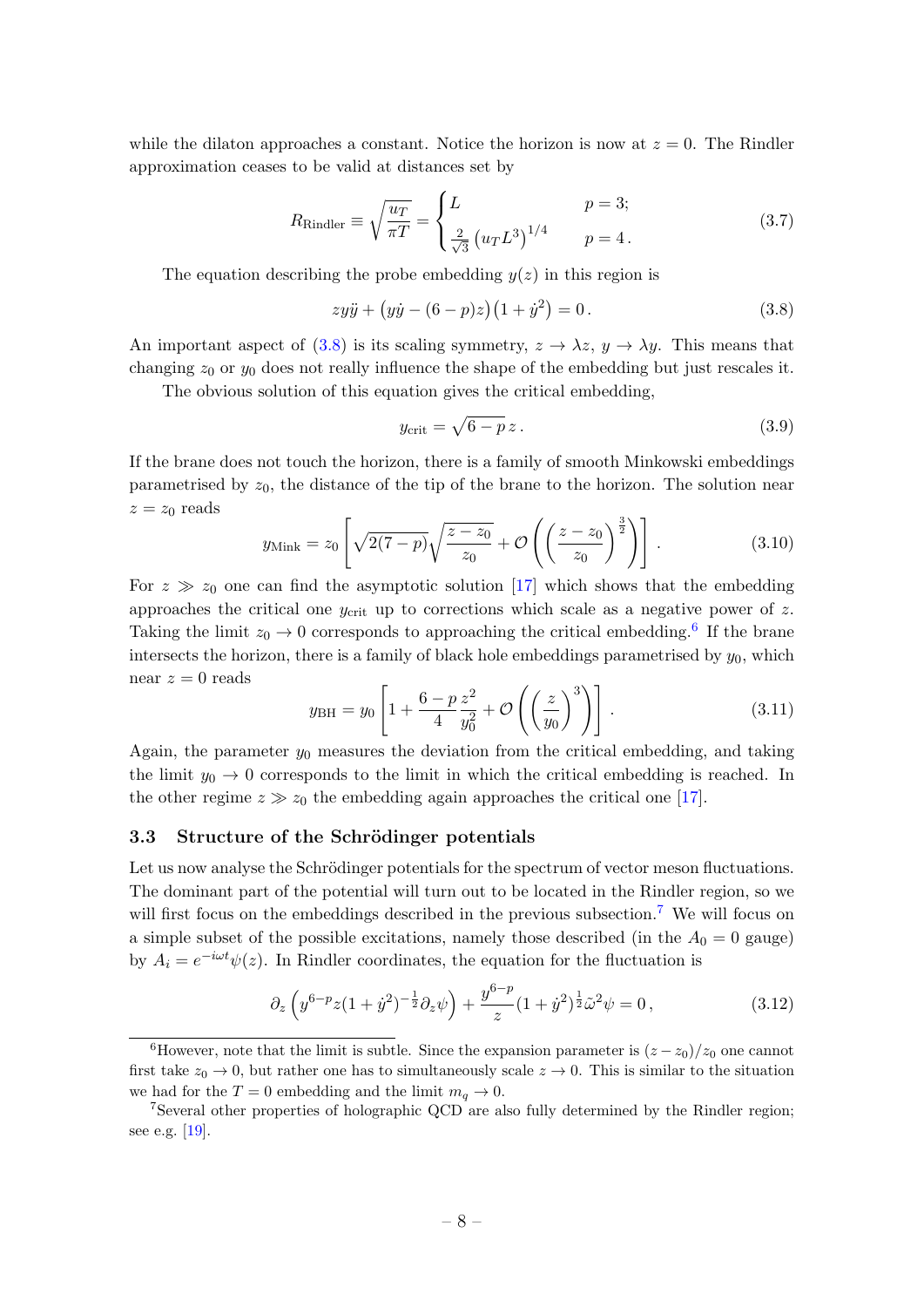while the dilaton approaches a constant. Notice the horizon is now at $z = 0$. The Rindler approximation ceases to be valid at distances set by

$$R_{\text{Rindler}} \equiv \sqrt{\frac{u_T}{\pi T}} = \begin{cases} L & p = 3; \\ \frac{2}{\sqrt{3}} \left(u_T L^3\right)^{1/4} & p = 4 . \end{cases} \tag{3.7}$$

The equation describing the probe embedding $y(z)$ in this region is

$$z y \ddot{y} + \big(y \dot{y} - (6-p) z\big)\big(1 + \dot{y}^2\big) = 0 . \tag{3.8}$$

An important aspect of (3.8) is its scaling symmetry, $z \to \lambda z$, $y \to \lambda y$. This means that changing $z_0$ or $y_0$ does not really influence the shape of the embedding but just rescales it.

The obvious solution of this equation gives the critical embedding,

$$y_{\text{crit}} = \sqrt{6-p}\, z . \tag{3.9}$$

If the brane does not touch the horizon, there is a family of smooth Minkowski embeddings parametrised by $z_0$, the distance of the tip of the brane to the horizon. The solution near $z = z_0$ reads

$$y_{\text{Mink}} = z_0 \left[ \sqrt{2(7-p)} \sqrt{\frac{z - z_0}{z_0}} + \mathcal{O}\left( \left( \frac{z - z_0}{z_0} \right)^{\frac{3}{2}} \right) \right] . \tag{3.10}$$

For $z \gg z_0$ one can find the asymptotic solution [17] which shows that the embedding approaches the critical one $y_{\text{crit}}$ up to corrections which scale as a negative power of $z$. Taking the limit $z_0 \to 0$ corresponds to approaching the critical embedding.[6] If the brane intersects the horizon, there is a family of black hole embeddings parametrised by $y_0$, which near $z = 0$ reads

$$y_{\text{BH}} = y_0 \left[ 1 + \frac{6-p}{4} \frac{z^2}{y_0^2} + \mathcal{O}\left( \left( \frac{z}{y_0} \right)^3 \right) \right] . \tag{3.11}$$

Again, the parameter $y_0$ measures the deviation from the critical embedding, and taking the limit $y_0 \to 0$ corresponds to the limit in which the critical embedding is reached. In the other regime $z \gg z_0$ the embedding again approaches the critical one [17].

### 3.3 Structure of the Schrödinger potentials

Let us now analyse the Schrödinger potentials for the spectrum of vector meson fluctuations. The dominant part of the potential will turn out to be located in the Rindler region, so we will first focus on the embeddings described in the previous subsection.[7] We will focus on a simple subset of the possible excitations, namely those described (in the $A_0 = 0$ gauge) by $A_i = e^{-i\omega t} \psi(z)$. In Rindler coordinates, the equation for the fluctuation is

$$\partial_z \left( y^{6-p} z (1 + \dot{y}^2)^{-\frac{1}{2}} \partial_z \psi \right) + \frac{y^{6-p}}{z} (1 + \dot{y}^2)^{\frac{1}{2}} \tilde{\omega}^2 \psi = 0 , \tag{3.12}$$

[6] However, note that the limit is subtle. Since the expansion parameter is $(z - z_0)/z_0$ one cannot first take $z_0 \to 0$, but rather one has to simultaneously scale $z \to 0$. This is similar to the situation we had for the $T = 0$ embedding and the limit $m_q \to 0$.

[7] Several other properties of holographic QCD are also fully determined by the Rindler region; see e.g. [19].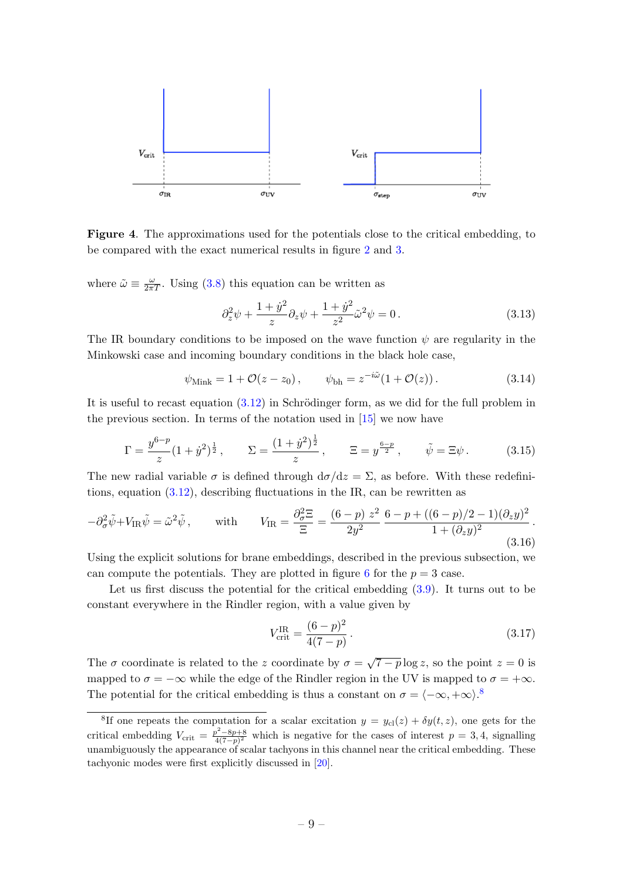**Figure 4**. The approximations used for the potentials close to the critical embedding, to be compared with the exact numerical results in figure 2 and 3.

where $\tilde{\omega} \equiv \frac{\omega}{2\pi T}$. Using (3.8) this equation can be written as

$$\partial_z^2 \psi + \frac{1+\dot{y}^2}{z} \partial_z \psi + \frac{1+\dot{y}^2}{z^2} \tilde{\omega}^2 \psi = 0 \,. \tag{3.13}$$

The IR boundary conditions to be imposed on the wave function $\psi$ are regularity in the Minkowski case and incoming boundary conditions in the black hole case,

$$\psi_{\text{Mink}} = 1 + \mathcal{O}(z - z_0) \,, \qquad \psi_{\text{bh}} = z^{-i\tilde{\omega}} (1 + \mathcal{O}(z)) \,. \tag{3.14}$$

It is useful to recast equation (3.12) in Schrödinger form, as we did for the full problem in the previous section. In terms of the notation used in [15] we now have

$$\Gamma = \frac{y^{6-p}}{z} (1 + \dot{y}^2)^{\frac{1}{2}} \,, \qquad \Sigma = \frac{(1+\dot{y}^2)^{\frac{1}{2}}}{z} \,, \qquad \Xi = y^{\frac{6-p}{2}} \,, \qquad \tilde{\psi} = \Xi \psi \,. \tag{3.15}$$

The new radial variable $\sigma$ is defined through $\mathrm{d}\sigma/\mathrm{d}z = \Sigma$, as before. With these redefinitions, equation (3.12), describing fluctuations in the IR, can be rewritten as

$$-\partial_\sigma^2 \tilde{\psi} + V_{\text{IR}} \tilde{\psi} = \tilde{\omega}^2 \tilde{\psi} \,, \qquad \text{with} \qquad V_{\text{IR}} = \frac{\partial_\sigma^2 \Xi}{\Xi} = \frac{(6-p)\; z^2}{2y^2} \frac{6 - p + ((6-p)/2 - 1)(\partial_z y)^2}{1 + (\partial_z y)^2} \,. \tag{3.16}$$

Using the explicit solutions for brane embeddings, described in the previous subsection, we can compute the potentials. They are plotted in figure 6 for the $p = 3$ case.

Let us first discuss the potential for the critical embedding (3.9). It turns out to be constant everywhere in the Rindler region, with a value given by

$$V_{\text{crit}}^{\text{IR}} = \frac{(6-p)^2}{4(7-p)} \,. \tag{3.17}$$

The $\sigma$ coordinate is related to the $z$ coordinate by $\sigma = \sqrt{7-p} \log z$, so the point $z = 0$ is mapped to $\sigma = -\infty$ while the edge of the Rindler region in the UV is mapped to $\sigma = +\infty$. The potential for the critical embedding is thus a constant on $\sigma = \langle -\infty, +\infty \rangle$.[8]

[8] If one repeats the computation for a scalar excitation $y = y_{\text{cl}}(z) + \delta y(t, z)$, one gets for the critical embedding $V_{\text{crit}} = \frac{p^2 - 8p + 8}{4(7-p)^2}$ which is negative for the cases of interest $p = 3, 4$, signalling unambiguously the appearance of scalar tachyons in this channel near the critical embedding. These tachyonic modes were first explicitly discussed in [20].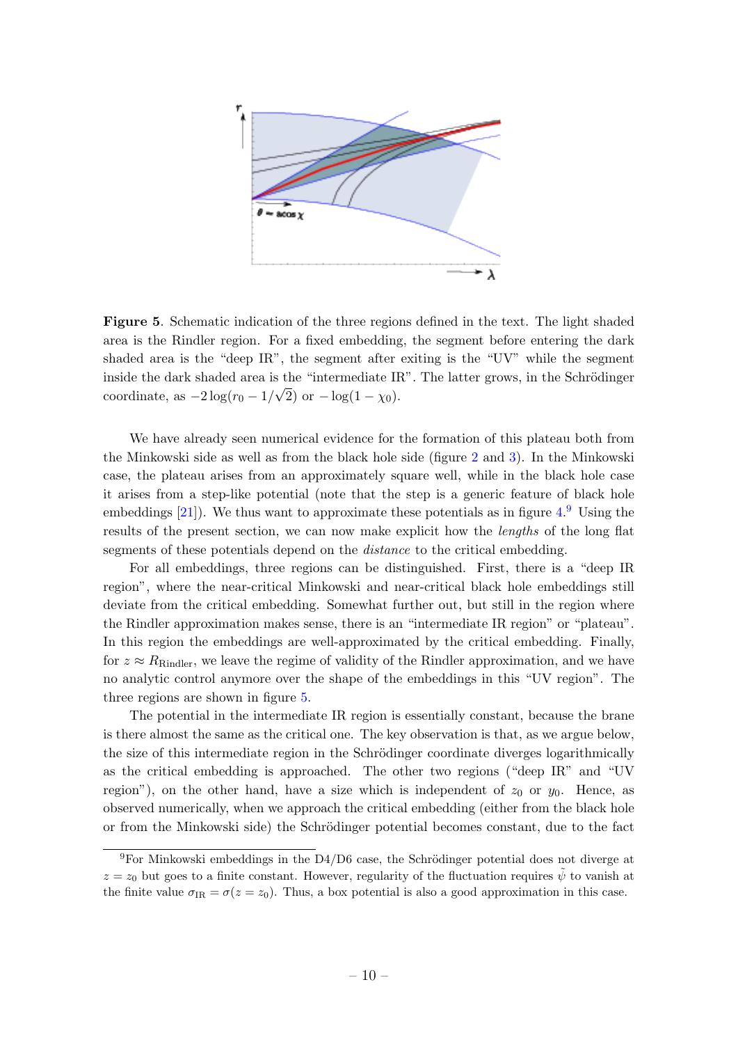**Figure 5**. Schematic indication of the three regions defined in the text. The light shaded area is the Rindler region. For a fixed embedding, the segment before entering the dark shaded area is the "deep IR", the segment after exiting is the "UV" while the segment inside the dark shaded area is the "intermediate IR". The latter grows, in the Schrödinger coordinate, as $-2\log(r_0 - 1/\sqrt{2})$ or $-\log(1-\chi_0)$.

We have already seen numerical evidence for the formation of this plateau both from the Minkowski side as well as from the black hole side (figure 2 and 3). In the Minkowski case, the plateau arises from an approximately square well, while in the black hole case it arises from a step-like potential (note that the step is a generic feature of black hole embeddings [21]). We thus want to approximate these potentials as in figure 4.[9] Using the results of the present section, we can now make explicit how the *lengths* of the long flat segments of these potentials depend on the *distance* to the critical embedding.

For all embeddings, three regions can be distinguished. First, there is a "deep IR region", where the near-critical Minkowski and near-critical black hole embeddings still deviate from the critical embedding. Somewhat further out, but still in the region where the Rindler approximation makes sense, there is an "intermediate IR region" or "plateau". In this region the embeddings are well-approximated by the critical embedding. Finally, for $z \approx R_{\text{Rindler}}$, we leave the regime of validity of the Rindler approximation, and we have no analytic control anymore over the shape of the embeddings in this "UV region". The three regions are shown in figure 5.

The potential in the intermediate IR region is essentially constant, because the brane is there almost the same as the critical one. The key observation is that, as we argue below, the size of this intermediate region in the Schrödinger coordinate diverges logarithmically as the critical embedding is approached. The other two regions ("deep IR" and "UV region"), on the other hand, have a size which is independent of $z_0$ or $y_0$. Hence, as observed numerically, when we approach the critical embedding (either from the black hole or from the Minkowski side) the Schrödinger potential becomes constant, due to the fact

[9] For Minkowski embeddings in the D4/D6 case, the Schrödinger potential does not diverge at $z = z_0$ but goes to a finite constant. However, regularity of the fluctuation requires $\tilde{\psi}$ to vanish at the finite value $\sigma_{\text{IR}} = \sigma(z = z_0)$. Thus, a box potential is also a good approximation in this case.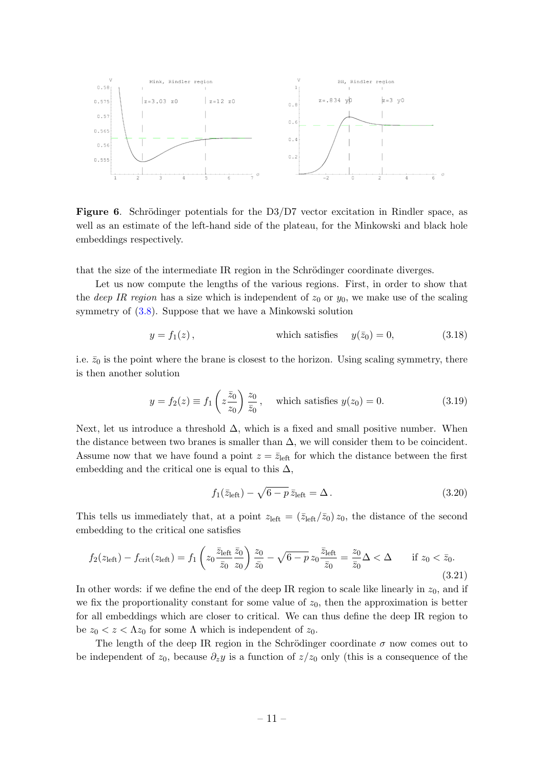**Figure 6**. Schrödinger potentials for the D3/D7 vector excitation in Rindler space, as well as an estimate of the left-hand side of the plateau, for the Minkowski and black hole embeddings respectively.

that the size of the intermediate IR region in the Schrödinger coordinate diverges.

Let us now compute the lengths of the various regions. First, in order to show that the *deep IR region* has a size which is independent of $z_0$ or $y_0$, we make use of the scaling symmetry of (3.8). Suppose that we have a Minkowski solution

$$y = f_1(z)\,, \qquad\qquad \text{which satisfies} \quad y(\bar{z}_0) = 0, \tag{3.18}$$

i.e. $\bar{z}_0$ is the point where the brane is closest to the horizon. Using scaling symmetry, there is then another solution

$$y = f_2(z) \equiv f_1\left(z\frac{\bar{z}_0}{z_0}\right)\frac{z_0}{\bar{z}_0}\,, \quad \text{which satisfies } y(z_0) = 0. \tag{3.19}$$

Next, let us introduce a threshold $\Delta$, which is a fixed and small positive number. When the distance between two branes is smaller than $\Delta$, we will consider them to be coincident. Assume now that we have found a point $z = \bar{z}_{\text{left}}$ for which the distance between the first embedding and the critical one is equal to this $\Delta$,

$$f_1(\bar{z}_{\text{left}}) - \sqrt{6-p}\,\bar{z}_{\text{left}} = \Delta\,. \tag{3.20}$$

This tells us immediately that, at a point $z_{\text{left}} = (\bar{z}_{\text{left}}/\bar{z}_0)\,z_0$, the distance of the second embedding to the critical one satisfies

$$f_2(z_{\text{left}}) - f_{\text{crit}}(z_{\text{left}}) = f_1\left(z_0\frac{\bar{z}_{\text{left}}}{\bar{z}_0}\frac{\bar{z}_0}{z_0}\right)\frac{z_0}{\bar{z}_0} - \sqrt{6-p}\,z_0\frac{\bar{z}_{\text{left}}}{\bar{z}_0} = \frac{z_0}{\bar{z}_0}\Delta < \Delta \qquad \text{if } z_0 < \bar{z}_0. \tag{3.21}$$

In other words: if we define the end of the deep IR region to scale like linearly in $z_0$, and if we fix the proportionality constant for some value of $z_0$, then the approximation is better for all embeddings which are closer to critical. We can thus define the deep IR region to be $z_0 < z < \Lambda z_0$ for some $\Lambda$ which is independent of $z_0$.

The length of the deep IR region in the Schrödinger coordinate $\sigma$ now comes out to be independent of $z_0$, because $\partial_z y$ is a function of $z/z_0$ only (this is a consequence of the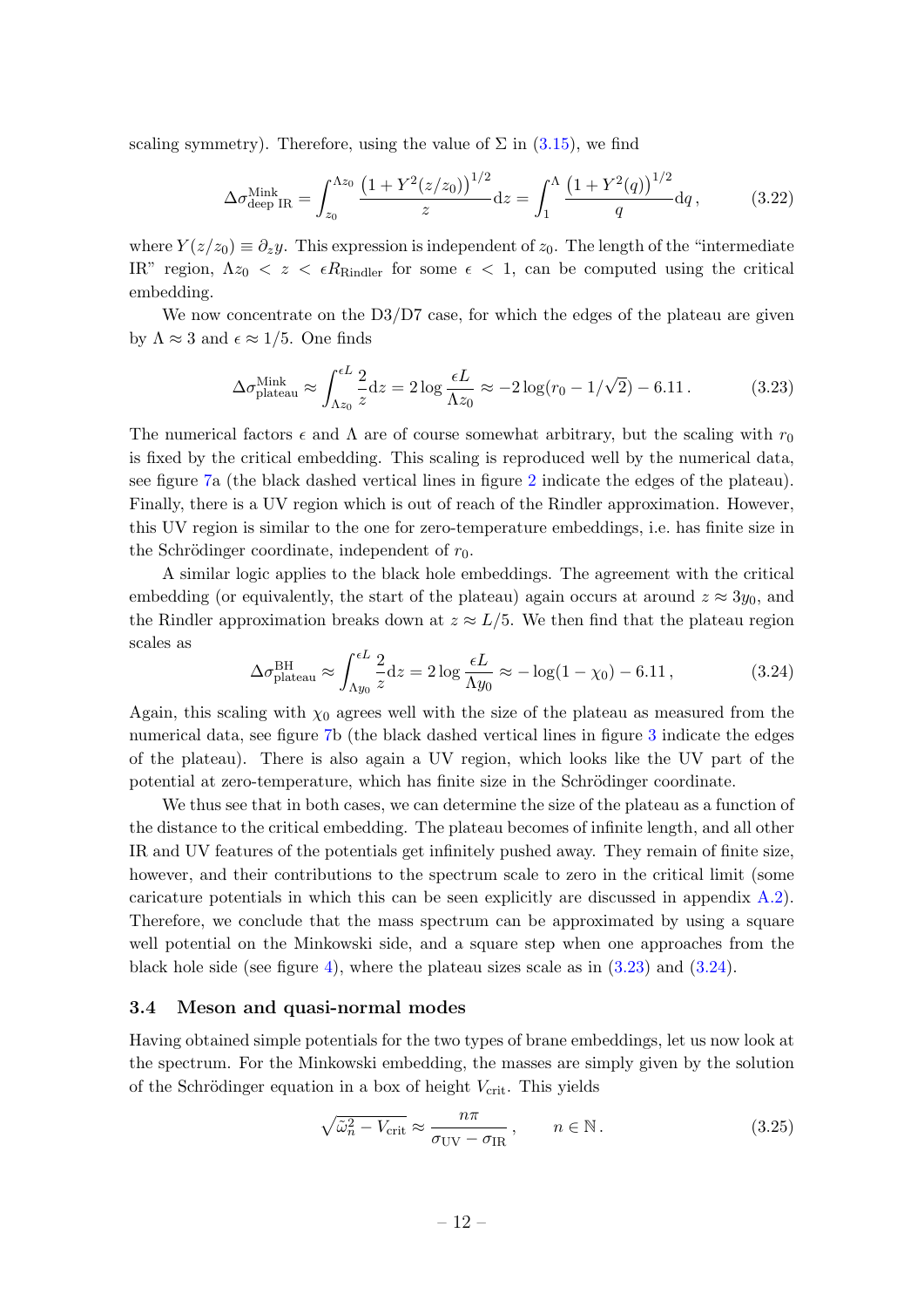scaling symmetry). Therefore, using the value of $\Sigma$ in (3.15), we find

$$\Delta\sigma^{\rm Mink}_{\rm deep\ IR} = \int_{z_0}^{\Lambda z_0} \frac{\left(1+Y^2(z/z_0)\right)^{1/2}}{z}{\rm d}z = \int_1^{\Lambda} \frac{\left(1+Y^2(q)\right)^{1/2}}{q}{\rm d}q\,, \tag{3.22}$$

where $Y(z/z_0) \equiv \partial_z y$. This expression is independent of $z_0$. The length of the "intermediate IR" region, $\Lambda z_0 < z < \epsilon R_{\rm Rindler}$ for some $\epsilon < 1$, can be computed using the critical embedding.

We now concentrate on the D3/D7 case, for which the edges of the plateau are given by $\Lambda \approx 3$ and $\epsilon \approx 1/5$. One finds

$$\Delta\sigma^{\rm Mink}_{\rm plateau} \approx \int_{\Lambda z_0}^{\epsilon L} \frac{2}{z}{\rm d}z = 2\log\frac{\epsilon L}{\Lambda z_0} \approx -2\log(r_0 - 1/\sqrt{2}) - 6.11\,. \tag{3.23}$$

The numerical factors $\epsilon$ and $\Lambda$ are of course somewhat arbitrary, but the scaling with $r_0$ is fixed by the critical embedding. This scaling is reproduced well by the numerical data, see figure 7a (the black dashed vertical lines in figure 2 indicate the edges of the plateau). Finally, there is a UV region which is out of reach of the Rindler approximation. However, this UV region is similar to the one for zero-temperature embeddings, i.e. has finite size in the Schrödinger coordinate, independent of $r_0$.

A similar logic applies to the black hole embeddings. The agreement with the critical embedding (or equivalently, the start of the plateau) again occurs at around $z \approx 3y_0$, and the Rindler approximation breaks down at $z \approx L/5$. We then find that the plateau region scales as

$$\Delta\sigma^{\rm BH}_{\rm plateau} \approx \int_{\Lambda y_0}^{\epsilon L} \frac{2}{z}{\rm d}z = 2\log\frac{\epsilon L}{\Lambda y_0} \approx -\log(1-\chi_0) - 6.11\,, \tag{3.24}$$

Again, this scaling with $\chi_0$ agrees well with the size of the plateau as measured from the numerical data, see figure 7b (the black dashed vertical lines in figure 3 indicate the edges of the plateau). There is also again a UV region, which looks like the UV part of the potential at zero-temperature, which has finite size in the Schrödinger coordinate.

We thus see that in both cases, we can determine the size of the plateau as a function of the distance to the critical embedding. The plateau becomes of infinite length, and all other IR and UV features of the potentials get infinitely pushed away. They remain of finite size, however, and their contributions to the spectrum scale to zero in the critical limit (some caricature potentials in which this can be seen explicitly are discussed in appendix A.2). Therefore, we conclude that the mass spectrum can be approximated by using a square well potential on the Minkowski side, and a square step when one approaches from the black hole side (see figure 4), where the plateau sizes scale as in (3.23) and (3.24).

### 3.4 Meson and quasi-normal modes

Having obtained simple potentials for the two types of brane embeddings, let us now look at the spectrum. For the Minkowski embedding, the masses are simply given by the solution of the Schrödinger equation in a box of height $V_{\rm crit}$. This yields

$$\sqrt{\tilde{\omega}_n^2 - V_{\rm crit}} \approx \frac{n\pi}{\sigma_{\rm UV} - \sigma_{\rm IR}}\,, \qquad n \in \mathbb{N}\,. \tag{3.25}$$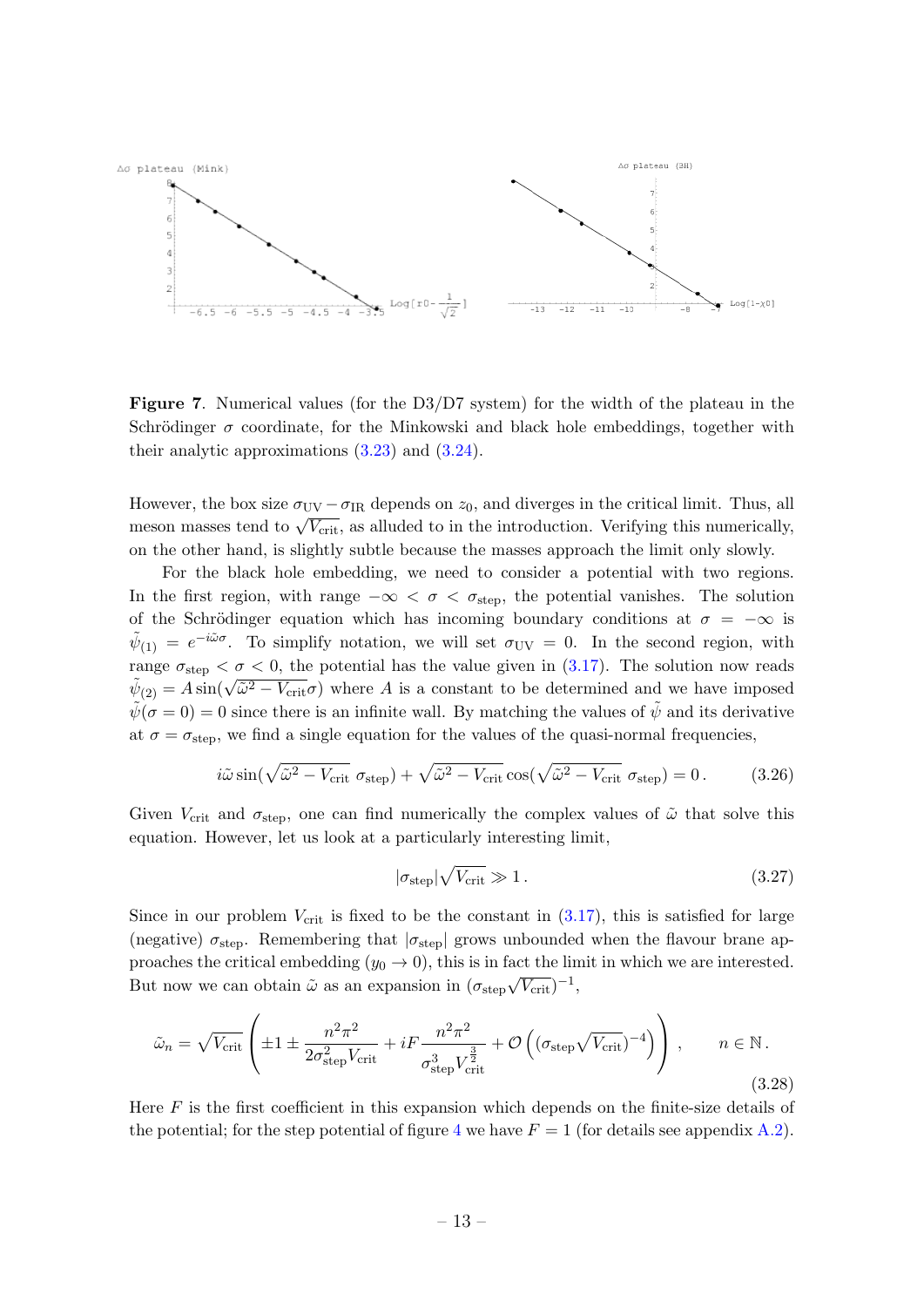**Figure 7**. Numerical values (for the D3/D7 system) for the width of the plateau in the Schrödinger $\sigma$ coordinate, for the Minkowski and black hole embeddings, together with their analytic approximations (3.23) and (3.24).

However, the box size $\sigma_{\rm UV} - \sigma_{\rm IR}$ depends on $z_0$, and diverges in the critical limit. Thus, all meson masses tend to $\sqrt{V_{\rm crit}}$, as alluded to in the introduction. Verifying this numerically, on the other hand, is slightly subtle because the masses approach the limit only slowly.

For the black hole embedding, we need to consider a potential with two regions. In the first region, with range $-\infty < \sigma < \sigma_{\rm step}$, the potential vanishes. The solution of the Schrödinger equation which has incoming boundary conditions at $\sigma = -\infty$ is $\tilde{\psi}_{(1)} = e^{-i\tilde{\omega}\sigma}$. To simplify notation, we will set $\sigma_{\rm UV} = 0$. In the second region, with range $\sigma_{\rm step} < \sigma < 0$, the potential has the value given in (3.17). The solution now reads $\tilde{\psi}_{(2)} = A \sin(\sqrt{\tilde{\omega}^2 - V_{\rm crit}}\sigma)$ where $A$ is a constant to be determined and we have imposed $\tilde{\psi}(\sigma = 0) = 0$ since there is an infinite wall. By matching the values of $\tilde{\psi}$ and its derivative at $\sigma = \sigma_{\rm step}$, we find a single equation for the values of the quasi-normal frequencies,

$$i\tilde{\omega} \sin(\sqrt{\tilde{\omega}^2 - V_{\rm crit}}\ \sigma_{\rm step}) + \sqrt{\tilde{\omega}^2 - V_{\rm crit}} \cos(\sqrt{\tilde{\omega}^2 - V_{\rm crit}}\ \sigma_{\rm step}) = 0\,. \tag{3.26}$$

Given $V_{\rm crit}$ and $\sigma_{\rm step}$, one can find numerically the complex values of $\tilde{\omega}$ that solve this equation. However, let us look at a particularly interesting limit,

$$|\sigma_{\rm step}|\sqrt{V_{\rm crit}} \gg 1\,. \tag{3.27}$$

Since in our problem $V_{\rm crit}$ is fixed to be the constant in (3.17), this is satisfied for large (negative) $\sigma_{\rm step}$. Remembering that $|\sigma_{\rm step}|$ grows unbounded when the flavour brane approaches the critical embedding ($y_0 \to 0$), this is in fact the limit in which we are interested. But now we can obtain $\tilde{\omega}$ as an expansion in $(\sigma_{\rm step}\sqrt{V_{\rm crit}})^{-1}$,

$$\tilde{\omega}_n = \sqrt{V_{\rm crit}}\left(\pm 1 \pm \frac{n^2\pi^2}{2\sigma_{\rm step}^2 V_{\rm crit}} + iF\frac{n^2\pi^2}{\sigma_{\rm step}^3 V_{\rm crit}^{\frac{3}{2}}} + \mathcal{O}\left((\sigma_{\rm step}\sqrt{V_{\rm crit}})^{-4}\right)\right)\,, \qquad n \in \mathbb{N}\,. \tag{3.28}$$

Here $F$ is the first coefficient in this expansion which depends on the finite-size details of the potential; for the step potential of figure 4 we have $F = 1$ (for details see appendix A.2).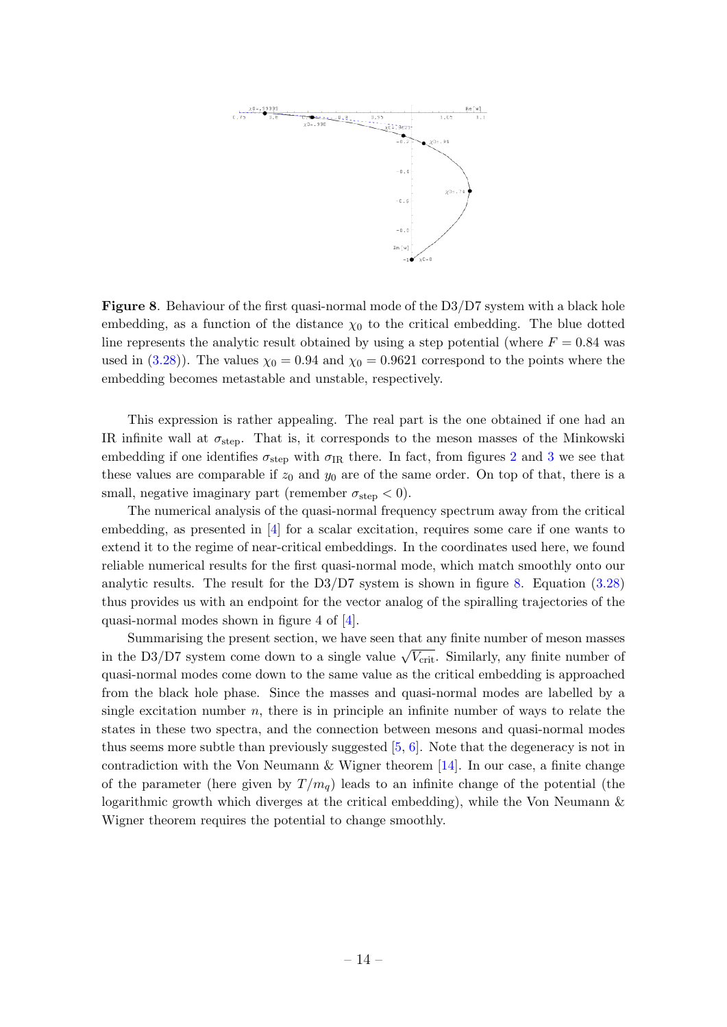**Figure 8**. Behaviour of the first quasi-normal mode of the D3/D7 system with a black hole embedding, as a function of the distance $\chi_0$ to the critical embedding. The blue dotted line represents the analytic result obtained by using a step potential (where $F = 0.84$ was used in (3.28)). The values $\chi_0 = 0.94$ and $\chi_0 = 0.9621$ correspond to the points where the embedding becomes metastable and unstable, respectively.

This expression is rather appealing. The real part is the one obtained if one had an IR infinite wall at $\sigma_{\text{step}}$. That is, it corresponds to the meson masses of the Minkowski embedding if one identifies $\sigma_{\text{step}}$ with $\sigma_{\text{IR}}$ there. In fact, from figures 2 and 3 we see that these values are comparable if $z_0$ and $y_0$ are of the same order. On top of that, there is a small, negative imaginary part (remember $\sigma_{\text{step}} < 0$).

The numerical analysis of the quasi-normal frequency spectrum away from the critical embedding, as presented in [4] for a scalar excitation, requires some care if one wants to extend it to the regime of near-critical embeddings. In the coordinates used here, we found reliable numerical results for the first quasi-normal mode, which match smoothly onto our analytic results. The result for the D3/D7 system is shown in figure 8. Equation (3.28) thus provides us with an endpoint for the vector analog of the spiralling trajectories of the quasi-normal modes shown in figure 4 of [4].

Summarising the present section, we have seen that any finite number of meson masses in the D3/D7 system come down to a single value $\sqrt{V_{\text{crit}}}$. Similarly, any finite number of quasi-normal modes come down to the same value as the critical embedding is approached from the black hole phase. Since the masses and quasi-normal modes are labelled by a single excitation number $n$, there is in principle an infinite number of ways to relate the states in these two spectra, and the connection between mesons and quasi-normal modes thus seems more subtle than previously suggested [5, 6]. Note that the degeneracy is not in contradiction with the Von Neumann & Wigner theorem [14]. In our case, a finite change of the parameter (here given by $T/m_q$) leads to an infinite change of the potential (the logarithmic growth which diverges at the critical embedding), while the Von Neumann & Wigner theorem requires the potential to change smoothly.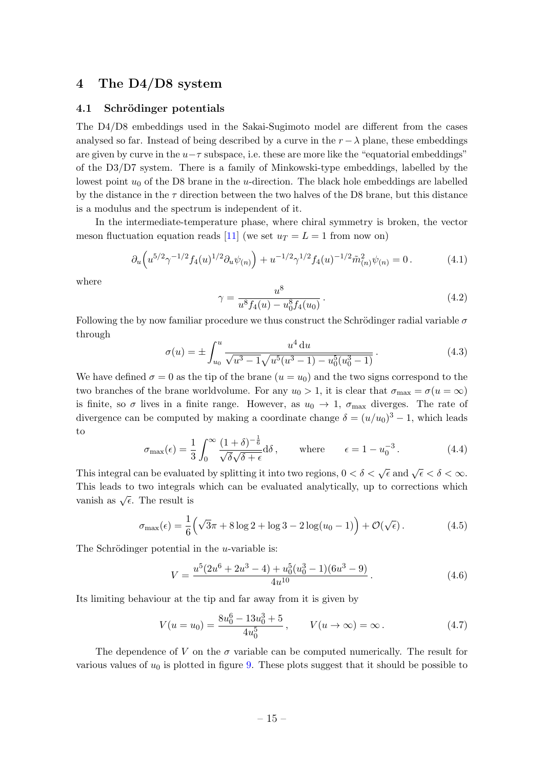## 4 The D4/D8 system

### 4.1 Schrödinger potentials

The D4/D8 embeddings used in the Sakai-Sugimoto model are different from the cases analysed so far. Instead of being described by a curve in the $r-\lambda$ plane, these embeddings are given by curve in the $u-\tau$ subspace, i.e. these are more like the "equatorial embeddings" of the D3/D7 system. There is a family of Minkowski-type embeddings, labelled by the lowest point $u_0$ of the D8 brane in the $u$-direction. The black hole embeddings are labelled by the distance in the $\tau$ direction between the two halves of the D8 brane, but this distance is a modulus and the spectrum is independent of it.

In the intermediate-temperature phase, where chiral symmetry is broken, the vector meson fluctuation equation reads [11] (we set $u_T = L = 1$ from now on)

$$\partial_u\Big(u^{5/2}\gamma^{-1/2}f_4(u)^{1/2}\partial_u\psi_{(n)}\Big) + u^{-1/2}\gamma^{1/2}f_4(u)^{-1/2}\tilde{m}^2_{(n)}\psi_{(n)} = 0\,. \tag{4.1}$$

where

$$\gamma = \frac{u^8}{u^8 f_4(u) - u_0^8 f_4(u_0)}\,. \tag{4.2}$$

Following the by now familiar procedure we thus construct the Schrödinger radial variable $\sigma$ through

$$\sigma(u) = \pm\int_{u_0}^{u}\frac{u^4\,\mathrm{d}u}{\sqrt{u^3-1}\sqrt{u^5(u^3-1)-u_0^5(u_0^3-1)}}\,. \tag{4.3}$$

We have defined $\sigma = 0$ as the tip of the brane ($u = u_0$) and the two signs correspond to the two branches of the brane worldvolume. For any $u_0 > 1$, it is clear that $\sigma_{\text{max}} = \sigma(u = \infty)$ is finite, so $\sigma$ lives in a finite range. However, as $u_0 \to 1$, $\sigma_{\text{max}}$ diverges. The rate of divergence can be computed by making a coordinate change $\delta = (u/u_0)^3 - 1$, which leads to

$$\sigma_{\text{max}}(\epsilon) = \frac{1}{3}\int_0^\infty \frac{(1+\delta)^{-\frac{1}{6}}}{\sqrt{\delta}\sqrt{\delta+\epsilon}}\mathrm{d}\delta\,, \qquad \text{where} \qquad \epsilon = 1 - u_0^{-3}\,. \tag{4.4}$$

This integral can be evaluated by splitting it into two regions, $0 < \delta < \sqrt{\epsilon}$ and $\sqrt{\epsilon} < \delta < \infty$. This leads to two integrals which can be evaluated analytically, up to corrections which vanish as $\sqrt{\epsilon}$. The result is

$$\sigma_{\text{max}}(\epsilon) = \frac{1}{6}\Big(\sqrt{3}\pi + 8\log 2 + \log 3 - 2\log(u_0 - 1)\Big) + \mathcal{O}(\sqrt{\epsilon})\,. \tag{4.5}$$

The Schrödinger potential in the $u$-variable is:

$$V = \frac{u^5(2u^6 + 2u^3 - 4) + u_0^5(u_0^3 - 1)(6u^3 - 9)}{4u^{10}}\,. \tag{4.6}$$

Its limiting behaviour at the tip and far away from it is given by

$$V(u = u_0) = \frac{8u_0^6 - 13u_0^3 + 5}{4u_0^5}\,, \qquad V(u \to \infty) = \infty\,. \tag{4.7}$$

The dependence of $V$ on the $\sigma$ variable can be computed numerically. The result for various values of $u_0$ is plotted in figure 9. These plots suggest that it should be possible to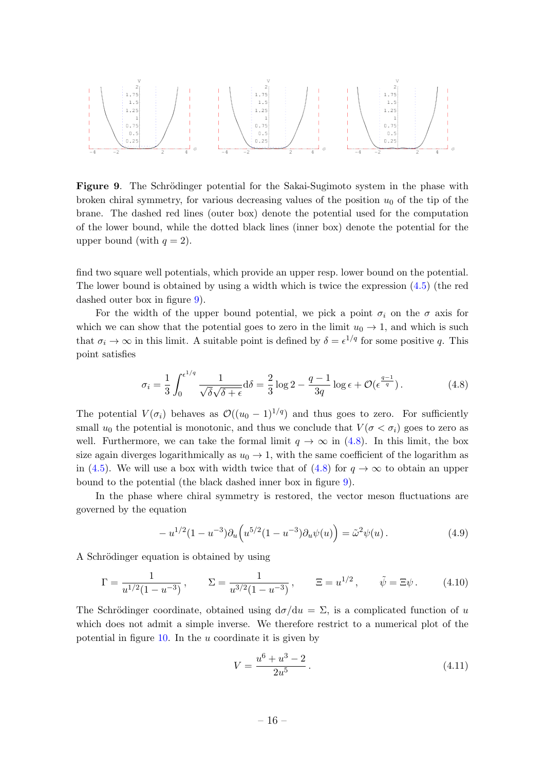**Figure 9**. The Schrödinger potential for the Sakai-Sugimoto system in the phase with broken chiral symmetry, for various decreasing values of the position $u_0$ of the tip of the brane. The dashed red lines (outer box) denote the potential used for the computation of the lower bound, while the dotted black lines (inner box) denote the potential for the upper bound (with $q = 2$).

find two square well potentials, which provide an upper resp. lower bound on the potential. The lower bound is obtained by using a width which is twice the expression (4.5) (the red dashed outer box in figure 9).

For the width of the upper bound potential, we pick a point $\sigma_i$ on the $\sigma$ axis for which we can show that the potential goes to zero in the limit $u_0 \to 1$, and which is such that $\sigma_i \to \infty$ in this limit. A suitable point is defined by $\delta = \epsilon^{1/q}$ for some positive $q$. This point satisfies

$$\sigma_i = \frac{1}{3}\int_0^{\epsilon^{1/q}} \frac{1}{\sqrt{\delta}\sqrt{\delta+\epsilon}}\mathrm{d}\delta = \frac{2}{3}\log 2 - \frac{q-1}{3q}\log\epsilon + \mathcal{O}(\epsilon^{\frac{q-1}{q}})\,. \tag{4.8}$$

The potential $V(\sigma_i)$ behaves as $\mathcal{O}((u_0-1)^{1/q})$ and thus goes to zero. For sufficiently small $u_0$ the potential is monotonic, and thus we conclude that $V(\sigma < \sigma_i)$ goes to zero as well. Furthermore, we can take the formal limit $q \to \infty$ in (4.8). In this limit, the box size again diverges logarithmically as $u_0 \to 1$, with the same coefficient of the logarithm as in (4.5). We will use a box with width twice that of (4.8) for $q \to \infty$ to obtain an upper bound to the potential (the black dashed inner box in figure 9).

In the phase where chiral symmetry is restored, the vector meson fluctuations are governed by the equation

$$-u^{1/2}(1-u^{-3})\partial_u\Big(u^{5/2}(1-u^{-3})\partial_u\psi(u)\Big) = \tilde{\omega}^2\psi(u)\,. \tag{4.9}$$

A Schrödinger equation is obtained by using

$$\Gamma = \frac{1}{u^{1/2}(1-u^{-3})}\,,\qquad \Sigma = \frac{1}{u^{3/2}(1-u^{-3})}\,,\qquad \Xi = u^{1/2}\,,\qquad \tilde{\psi} = \Xi\psi\,. \tag{4.10}$$

The Schrödinger coordinate, obtained using $\mathrm{d}\sigma/\mathrm{d}u = \Sigma$, is a complicated function of $u$ which does not admit a simple inverse. We therefore restrict to a numerical plot of the potential in figure 10. In the $u$ coordinate it is given by

$$V = \frac{u^6 + u^3 - 2}{2u^5}\,. \tag{4.11}$$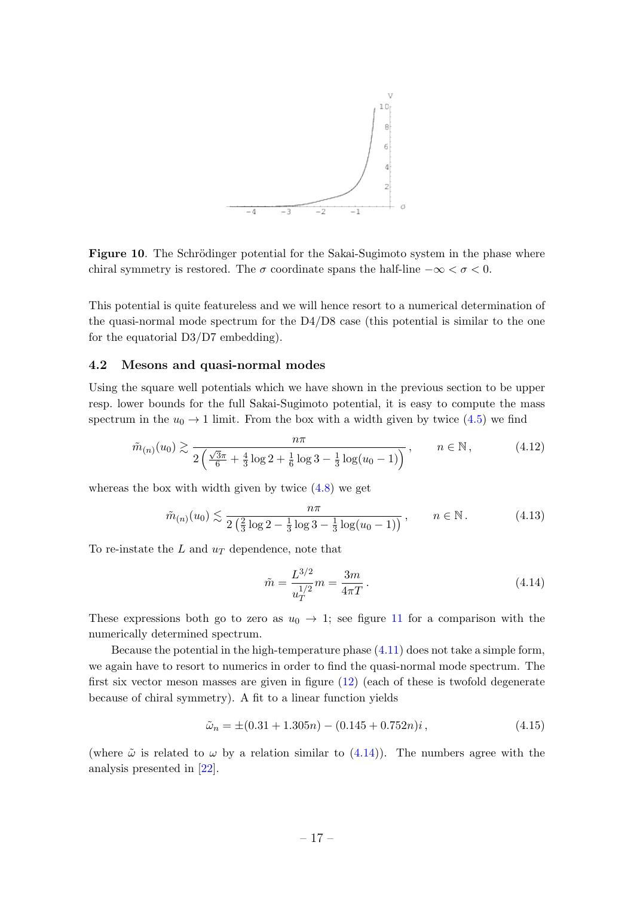**Figure 10**. The Schrödinger potential for the Sakai-Sugimoto system in the phase where chiral symmetry is restored. The $\sigma$ coordinate spans the half-line $-\infty < \sigma < 0$.

This potential is quite featureless and we will hence resort to a numerical determination of the quasi-normal mode spectrum for the D4/D8 case (this potential is similar to the one for the equatorial D3/D7 embedding).

### 4.2 Mesons and quasi-normal modes

Using the square well potentials which we have shown in the previous section to be upper resp. lower bounds for the full Sakai-Sugimoto potential, it is easy to compute the mass spectrum in the $u_0 \to 1$ limit. From the box with a width given by twice (4.5) we find

$$\tilde{m}_{(n)}(u_0) \gtrsim \frac{n\pi}{2\left(\frac{\sqrt{3}\pi}{6} + \frac{4}{3}\log 2 + \frac{1}{6}\log 3 - \frac{1}{3}\log(u_0 - 1)\right)}\,, \qquad n \in \mathbb{N}\,, \tag{4.12}$$

whereas the box with width given by twice (4.8) we get

$$\tilde{m}_{(n)}(u_0) \lesssim \frac{n\pi}{2\left(\frac{2}{3}\log 2 - \frac{1}{3}\log 3 - \frac{1}{3}\log(u_0 - 1)\right)}\,, \qquad n \in \mathbb{N}\,. \tag{4.13}$$

To re-instate the $L$ and $u_T$ dependence, note that

$$\tilde{m} = \frac{L^{3/2}}{u_T^{1/2}} m = \frac{3m}{4\pi T}\,. \tag{4.14}$$

These expressions both go to zero as $u_0 \to 1$; see figure 11 for a comparison with the numerically determined spectrum.

Because the potential in the high-temperature phase (4.11) does not take a simple form, we again have to resort to numerics in order to find the quasi-normal mode spectrum. The first six vector meson masses are given in figure (12) (each of these is twofold degenerate because of chiral symmetry). A fit to a linear function yields

$$\tilde{\omega}_n = \pm(0.31 + 1.305n) - (0.145 + 0.752n)i\,, \tag{4.15}$$

(where $\tilde{\omega}$ is related to $\omega$ by a relation similar to (4.14)). The numbers agree with the analysis presented in [22].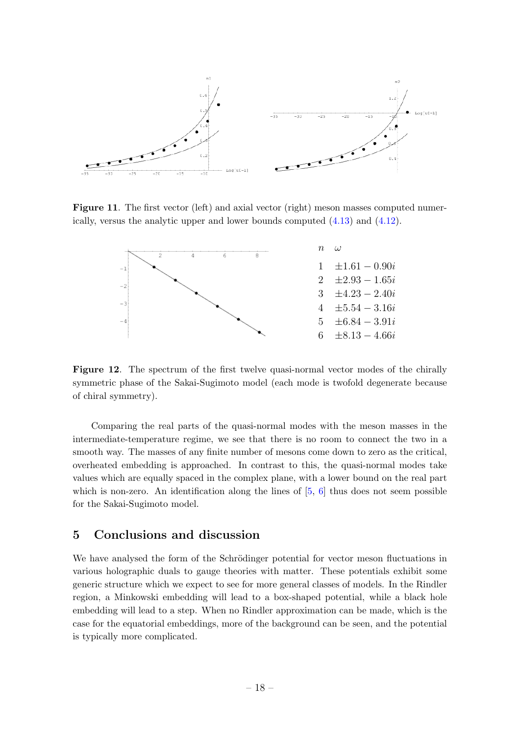**Figure 11**. The first vector (left) and axial vector (right) meson masses computed numerically, versus the analytic upper and lower bounds computed (4.13) and (4.12).

| $n$ | $\omega$ |
|---|---|
| 1 | $\pm 1.61 - 0.90i$ |
| 2 | $\pm 2.93 - 1.65i$ |
| 3 | $\pm 4.23 - 2.40i$ |
| 4 | $\pm 5.54 - 3.16i$ |
| 5 | $\pm 6.84 - 3.91i$ |
| 6 | $\pm 8.13 - 4.66i$ |

**Figure 12**. The spectrum of the first twelve quasi-normal vector modes of the chirally symmetric phase of the Sakai-Sugimoto model (each mode is twofold degenerate because of chiral symmetry).

Comparing the real parts of the quasi-normal modes with the meson masses in the intermediate-temperature regime, we see that there is no room to connect the two in a smooth way. The masses of any finite number of mesons come down to zero as the critical, overheated embedding is approached. In contrast to this, the quasi-normal modes take values which are equally spaced in the complex plane, with a lower bound on the real part which is non-zero. An identification along the lines of [5, 6] thus does not seem possible for the Sakai-Sugimoto model.

## 5 Conclusions and discussion

We have analysed the form of the Schrödinger potential for vector meson fluctuations in various holographic duals to gauge theories with matter. These potentials exhibit some generic structure which we expect to see for more general classes of models. In the Rindler region, a Minkowski embedding will lead to a box-shaped potential, while a black hole embedding will lead to a step. When no Rindler approximation can be made, which is the case for the equatorial embeddings, more of the background can be seen, and the potential is typically more complicated.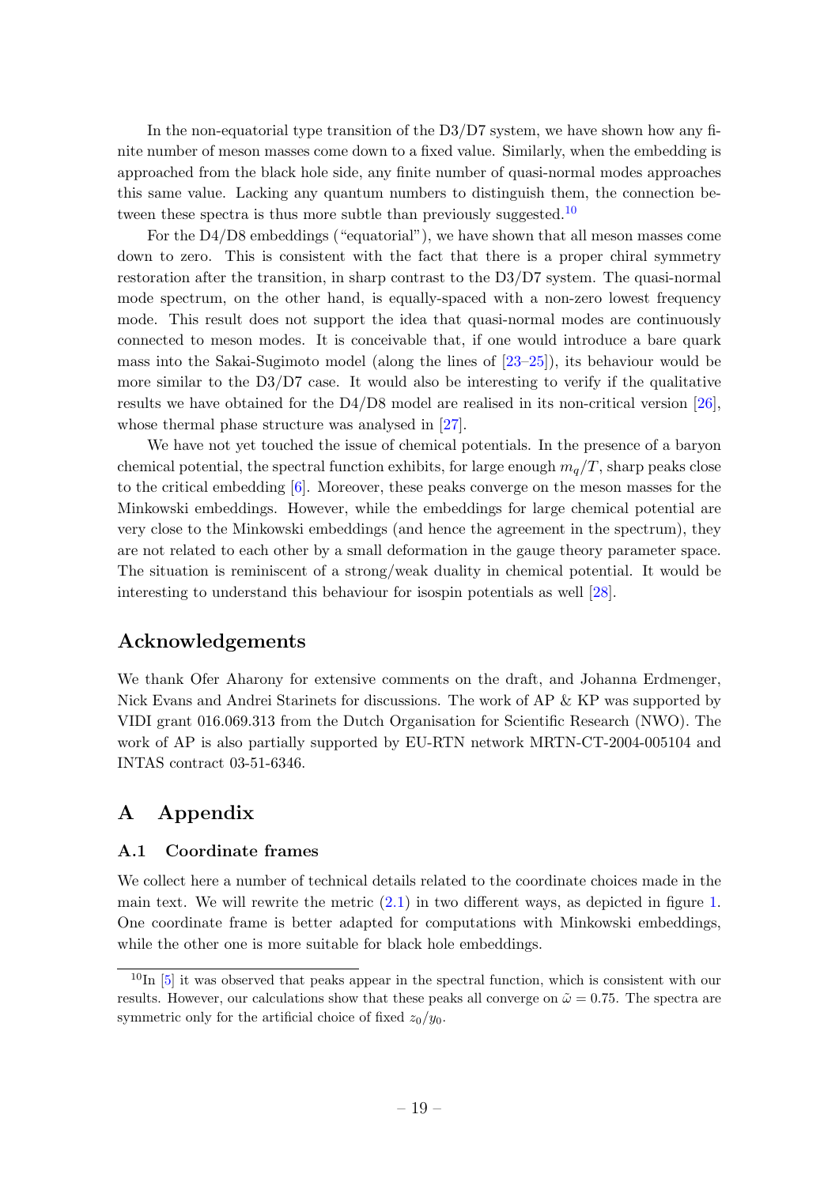In the non-equatorial type transition of the D3/D7 system, we have shown how any finite number of meson masses come down to a fixed value. Similarly, when the embedding is approached from the black hole side, any finite number of quasi-normal modes approaches this same value. Lacking any quantum numbers to distinguish them, the connection between these spectra is thus more subtle than previously suggested.[10]

For the D4/D8 embeddings ("equatorial"), we have shown that all meson masses come down to zero. This is consistent with the fact that there is a proper chiral symmetry restoration after the transition, in sharp contrast to the D3/D7 system. The quasi-normal mode spectrum, on the other hand, is equally-spaced with a non-zero lowest frequency mode. This result does not support the idea that quasi-normal modes are continuously connected to meson modes. It is conceivable that, if one would introduce a bare quark mass into the Sakai-Sugimoto model (along the lines of [23–25]), its behaviour would be more similar to the D3/D7 case. It would also be interesting to verify if the qualitative results we have obtained for the D4/D8 model are realised in its non-critical version [26], whose thermal phase structure was analysed in [27].

We have not yet touched the issue of chemical potentials. In the presence of a baryon chemical potential, the spectral function exhibits, for large enough $m_q/T$, sharp peaks close to the critical embedding [6]. Moreover, these peaks converge on the meson masses for the Minkowski embeddings. However, while the embeddings for large chemical potential are very close to the Minkowski embeddings (and hence the agreement in the spectrum), they are not related to each other by a small deformation in the gauge theory parameter space. The situation is reminiscent of a strong/weak duality in chemical potential. It would be interesting to understand this behaviour for isospin potentials as well [28].

## Acknowledgements

We thank Ofer Aharony for extensive comments on the draft, and Johanna Erdmenger, Nick Evans and Andrei Starinets for discussions. The work of AP & KP was supported by VIDI grant 016.069.313 from the Dutch Organisation for Scientific Research (NWO). The work of AP is also partially supported by EU-RTN network MRTN-CT-2004-005104 and INTAS contract 03-51-6346.

## A Appendix

### A.1 Coordinate frames

We collect here a number of technical details related to the coordinate choices made in the main text. We will rewrite the metric (2.1) in two different ways, as depicted in figure 1. One coordinate frame is better adapted for computations with Minkowski embeddings, while the other one is more suitable for black hole embeddings.

---

[10] In [5] it was observed that peaks appear in the spectral function, which is consistent with our results. However, our calculations show that these peaks all converge on $\tilde{\omega} = 0.75$. The spectra are symmetric only for the artificial choice of fixed $z_0/y_0$.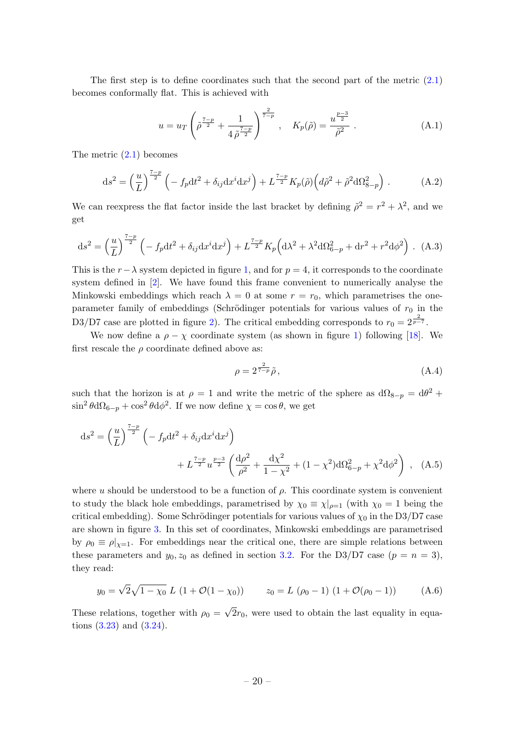The first step is to define coordinates such that the second part of the metric (2.1) becomes conformally flat. This is achieved with

$$u = u_T \left( \tilde{\rho}^{\frac{7-p}{2}} + \frac{1}{4\,\tilde{\rho}^{\frac{7-p}{2}}} \right)^{\frac{2}{7-p}} , \quad K_p(\tilde{\rho}) = \frac{u^{\frac{p-3}{2}}}{\tilde{\rho}^2} . \tag{A.1}$$

The metric (2.1) becomes

$$\mathrm{d}s^2 = \left(\frac{u}{L}\right)^{\frac{7-p}{2}} \Big( - f_p \mathrm{d}t^2 + \delta_{ij} \mathrm{d}x^i \mathrm{d}x^j \Big) + L^{\frac{7-p}{2}} K_p(\tilde{\rho}) \Big( d\tilde{\rho}^2 + \tilde{\rho}^2 \mathrm{d}\Omega_{8-p}^2 \Big) . \tag{A.2}$$

We can reexpress the flat factor inside the last bracket by defining $\tilde{\rho}^2 = r^2 + \lambda^2$, and we get

$$\mathrm{d}s^2 = \left(\frac{u}{L}\right)^{\frac{7-p}{2}} \Big( - f_p \mathrm{d}t^2 + \delta_{ij} \mathrm{d}x^i \mathrm{d}x^j \Big) + L^{\frac{7-p}{2}} K_p \Big( \mathrm{d}\lambda^2 + \lambda^2 \mathrm{d}\Omega_{6-p}^2 + \mathrm{d}r^2 + r^2 \mathrm{d}\phi^2 \Big) . \tag{A.3}$$

This is the $r - \lambda$ system depicted in figure 1, and for $p = 4$, it corresponds to the coordinate system defined in [2]. We have found this frame convenient to numerically analyse the Minkowski embeddings which reach $\lambda = 0$ at some $r = r_0$, which parametrises the one-parameter family of embeddings (Schrödinger potentials for various values of $r_0$ in the D3/D7 case are plotted in figure 2). The critical embedding corresponds to $r_0 = 2^{\frac{2}{p-7}}$.

We now define a $\rho - \chi$ coordinate system (as shown in figure 1) following [18]. We first rescale the $\rho$ coordinate defined above as:

$$\rho = 2^{\frac{2}{7-p}} \tilde{\rho} , \tag{A.4}$$

such that the horizon is at $\rho = 1$ and write the metric of the sphere as $\mathrm{d}\Omega_{8-p} = \mathrm{d}\theta^2 + \sin^2\theta \mathrm{d}\Omega_{6-p} + \cos^2\theta \mathrm{d}\phi^2$. If we now define $\chi = \cos\theta$, we get

$$\begin{aligned} \mathrm{d}s^2 = \left(\frac{u}{L}\right)^{\frac{7-p}{2}} & \Big( - f_p \mathrm{d}t^2 + \delta_{ij} \mathrm{d}x^i \mathrm{d}x^j \Big) \\ & + L^{\frac{7-p}{2}} u^{\frac{p-3}{2}} \left( \frac{\mathrm{d}\rho^2}{\rho^2} + \frac{\mathrm{d}\chi^2}{1-\chi^2} + (1-\chi^2) \mathrm{d}\Omega_{6-p}^2 + \chi^2 \mathrm{d}\phi^2 \right) , \end{aligned} \tag{A.5}$$

where $u$ should be understood to be a function of $\rho$. This coordinate system is convenient to study the black hole embeddings, parametrised by $\chi_0 \equiv \chi|_{\rho=1}$ (with $\chi_0 = 1$ being the critical embedding). Some Schrödinger potentials for various values of $\chi_0$ in the D3/D7 case are shown in figure 3. In this set of coordinates, Minkowski embeddings are parametrised by $\rho_0 \equiv \rho|_{\chi=1}$. For embeddings near the critical one, there are simple relations between these parameters and $y_0, z_0$ as defined in section 3.2. For the D3/D7 case ($p = n = 3$), they read:

$$y_0 = \sqrt{2}\sqrt{1-\chi_0}\; L\; (1 + \mathcal{O}(1-\chi_0)) \qquad z_0 = L\; (\rho_0 - 1)\; (1 + \mathcal{O}(\rho_0 - 1)) \tag{A.6}$$

These relations, together with $\rho_0 = \sqrt{2} r_0$, were used to obtain the last equality in equations (3.23) and (3.24).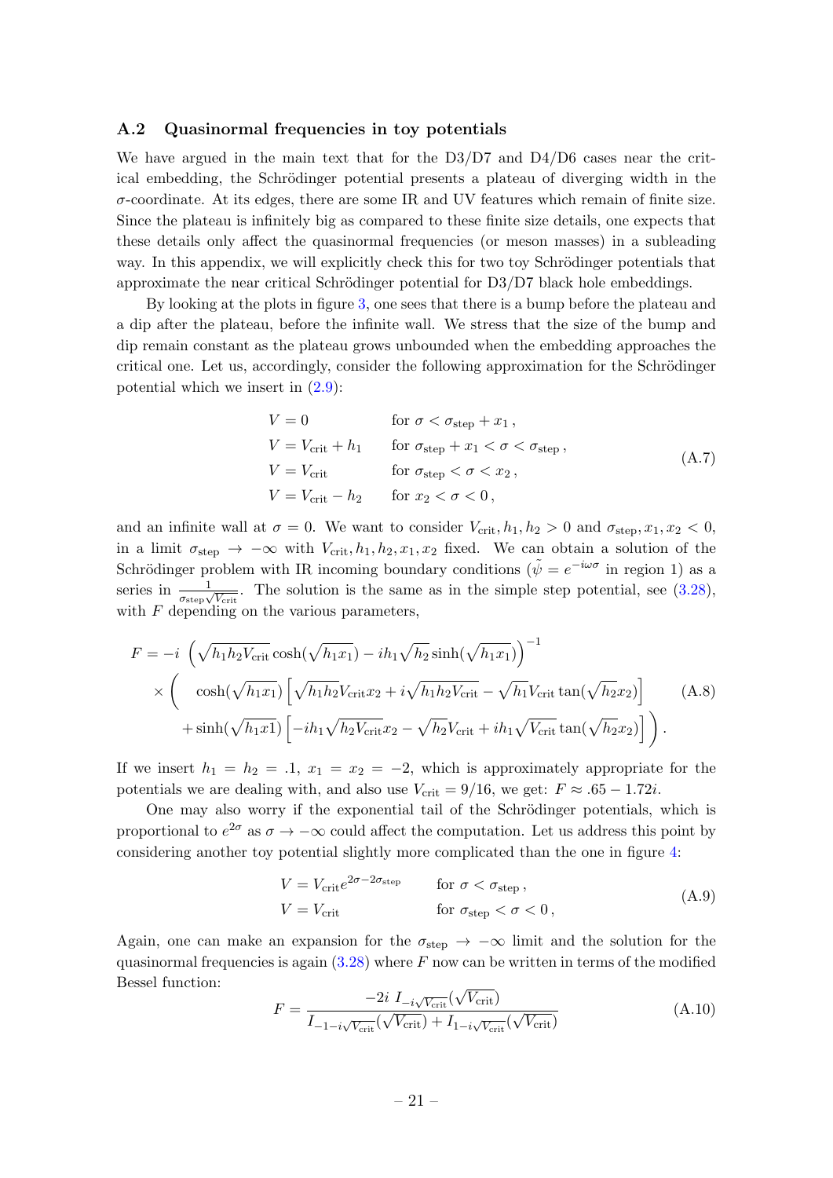### A.2 Quasinormal frequencies in toy potentials

We have argued in the main text that for the D3/D7 and D4/D6 cases near the critical embedding, the Schrödinger potential presents a plateau of diverging width in the $\sigma$-coordinate. At its edges, there are some IR and UV features which remain of finite size. Since the plateau is infinitely big as compared to these finite size details, one expects that these details only affect the quasinormal frequencies (or meson masses) in a subleading way. In this appendix, we will explicitly check this for two toy Schrödinger potentials that approximate the near critical Schrödinger potential for D3/D7 black hole embeddings.

By looking at the plots in figure 3, one sees that there is a bump before the plateau and a dip after the plateau, before the infinite wall. We stress that the size of the bump and dip remain constant as the plateau grows unbounded when the embedding approaches the critical one. Let us, accordingly, consider the following approximation for the Schrödinger potential which we insert in (2.9):

$$
\begin{aligned}
&V = 0 && \text{for } \sigma < \sigma_{\text{step}} + x_1\,, \\
&V = V_{\text{crit}} + h_1 && \text{for } \sigma_{\text{step}} + x_1 < \sigma < \sigma_{\text{step}}\,, \\
&V = V_{\text{crit}} && \text{for } \sigma_{\text{step}} < \sigma < x_2\,, \\
&V = V_{\text{crit}} - h_2 && \text{for } x_2 < \sigma < 0\,,
\end{aligned}
\tag{A.7}
$$

and an infinite wall at $\sigma = 0$. We want to consider $V_{\text{crit}}, h_1, h_2 > 0$ and $\sigma_{\text{step}}, x_1, x_2 < 0$, in a limit $\sigma_{\text{step}} \to -\infty$ with $V_{\text{crit}}, h_1, h_2, x_1, x_2$ fixed. We can obtain a solution of the Schrödinger problem with IR incoming boundary conditions ($\tilde{\psi} = e^{-i\omega\sigma}$ in region 1) as a series in $\frac{1}{\sigma_{\text{step}}\sqrt{V_{\text{crit}}}}$. The solution is the same as in the simple step potential, see (3.28), with $F$ depending on the various parameters,

$$
\begin{aligned}
F = -i\ &\left(\sqrt{h_1 h_2 V_{\text{crit}}}\cosh(\sqrt{h_1}x_1) - i h_1\sqrt{h_2}\sinh(\sqrt{h_1}x_1)\right)^{-1} \\
\times \Big( &\cosh(\sqrt{h_1}x_1)\left[\sqrt{h_1 h_2}V_{\text{crit}}x_2 + i\sqrt{h_1 h_2 V_{\text{crit}}} - \sqrt{h_1}V_{\text{crit}}\tan(\sqrt{h_2}x_2)\right] \\
&+ \sinh(\sqrt{h_1 x1})\left[-i h_1\sqrt{h_2 V_{\text{crit}}}x_2 - \sqrt{h_2}V_{\text{crit}} + i h_1\sqrt{V_{\text{crit}}}\tan(\sqrt{h_2}x_2)\right]\Big)\,.
\end{aligned}
\tag{A.8}
$$

If we insert $h_1 = h_2 = .1$, $x_1 = x_2 = -2$, which is approximately appropriate for the potentials we are dealing with, and also use $V_{\text{crit}} = 9/16$, we get: $F \approx .65 - 1.72i$.

One may also worry if the exponential tail of the Schrödinger potentials, which is proportional to $e^{2\sigma}$ as $\sigma \to -\infty$ could affect the computation. Let us address this point by considering another toy potential slightly more complicated than the one in figure 4:

$$
\begin{aligned}
&V = V_{\text{crit}} e^{2\sigma - 2\sigma_{\text{step}}} && \text{for } \sigma < \sigma_{\text{step}}\,, \\
&V = V_{\text{crit}} && \text{for } \sigma_{\text{step}} < \sigma < 0\,,
\end{aligned}
\tag{A.9}
$$

Again, one can make an expansion for the $\sigma_{\text{step}} \to -\infty$ limit and the solution for the quasinormal frequencies is again (3.28) where $F$ now can be written in terms of the modified Bessel function:

$$
F = \frac{-2i\ I_{-i\sqrt{V_{\text{crit}}}}(\sqrt{V_{\text{crit}}})}{I_{-1-i\sqrt{V_{\text{crit}}}}(\sqrt{V_{\text{crit}}}) + I_{1-i\sqrt{V_{\text{crit}}}}(\sqrt{V_{\text{crit}}})}
\tag{A.10}
$$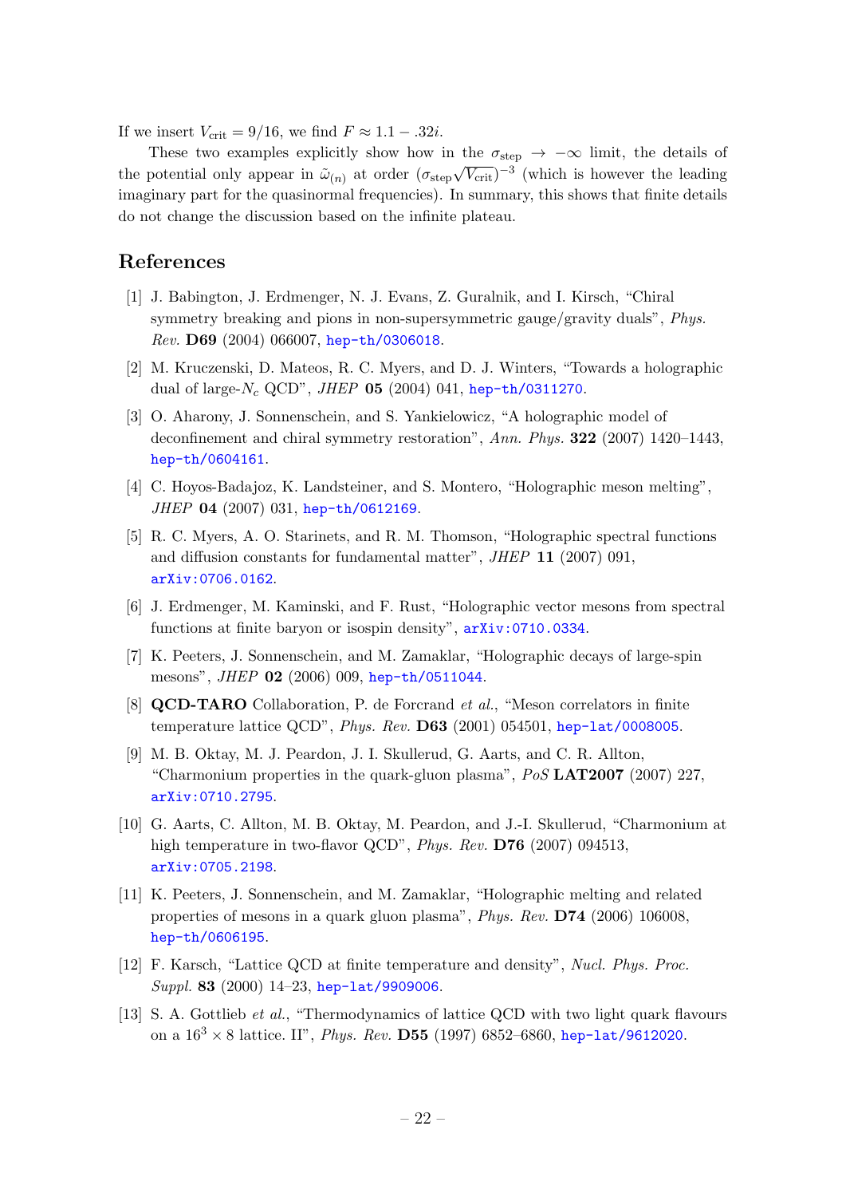If we insert $V_{\text{crit}} = 9/16$, we find $F \approx 1.1 - .32i$.

These two examples explicitly show how in the $\sigma_{\text{step}} \to -\infty$ limit, the details of the potential only appear in $\tilde{\omega}_{(n)}$ at order $(\sigma_{\text{step}}\sqrt{V_{\text{crit}}})^{-3}$ (which is however the leading imaginary part for the quasinormal frequencies). In summary, this shows that finite details do not change the discussion based on the infinite plateau.

## References

[1] J. Babington, J. Erdmenger, N. J. Evans, Z. Guralnik, and I. Kirsch, "Chiral symmetry breaking and pions in non-supersymmetric gauge/gravity duals", *Phys. Rev.* **D69** (2004) 066007, hep-th/0306018.

[2] M. Kruczenski, D. Mateos, R. C. Myers, and D. J. Winters, "Towards a holographic dual of large-$N_c$ QCD", *JHEP* **05** (2004) 041, hep-th/0311270.

[3] O. Aharony, J. Sonnenschein, and S. Yankielowicz, "A holographic model of deconfinement and chiral symmetry restoration", *Ann. Phys.* **322** (2007) 1420–1443, hep-th/0604161.

[4] C. Hoyos-Badajoz, K. Landsteiner, and S. Montero, "Holographic meson melting", *JHEP* **04** (2007) 031, hep-th/0612169.

[5] R. C. Myers, A. O. Starinets, and R. M. Thomson, "Holographic spectral functions and diffusion constants for fundamental matter", *JHEP* **11** (2007) 091, arXiv:0706.0162.

[6] J. Erdmenger, M. Kaminski, and F. Rust, "Holographic vector mesons from spectral functions at finite baryon or isospin density", arXiv:0710.0334.

[7] K. Peeters, J. Sonnenschein, and M. Zamaklar, "Holographic decays of large-spin mesons", *JHEP* **02** (2006) 009, hep-th/0511044.

[8] **QCD-TARO** Collaboration, P. de Forcrand *et al.*, "Meson correlators in finite temperature lattice QCD", *Phys. Rev.* **D63** (2001) 054501, hep-lat/0008005.

[9] M. B. Oktay, M. J. Peardon, J. I. Skullerud, G. Aarts, and C. R. Allton, "Charmonium properties in the quark-gluon plasma", *PoS* **LAT2007** (2007) 227, arXiv:0710.2795.

[10] G. Aarts, C. Allton, M. B. Oktay, M. Peardon, and J.-I. Skullerud, "Charmonium at high temperature in two-flavor QCD", *Phys. Rev.* **D76** (2007) 094513, arXiv:0705.2198.

[11] K. Peeters, J. Sonnenschein, and M. Zamaklar, "Holographic melting and related properties of mesons in a quark gluon plasma", *Phys. Rev.* **D74** (2006) 106008, hep-th/0606195.

[12] F. Karsch, "Lattice QCD at finite temperature and density", *Nucl. Phys. Proc. Suppl.* **83** (2000) 14–23, hep-lat/9909006.

[13] S. A. Gottlieb *et al.*, "Thermodynamics of lattice QCD with two light quark flavours on a $16^3 \times 8$ lattice. II", *Phys. Rev.* **D55** (1997) 6852–6860, hep-lat/9612020.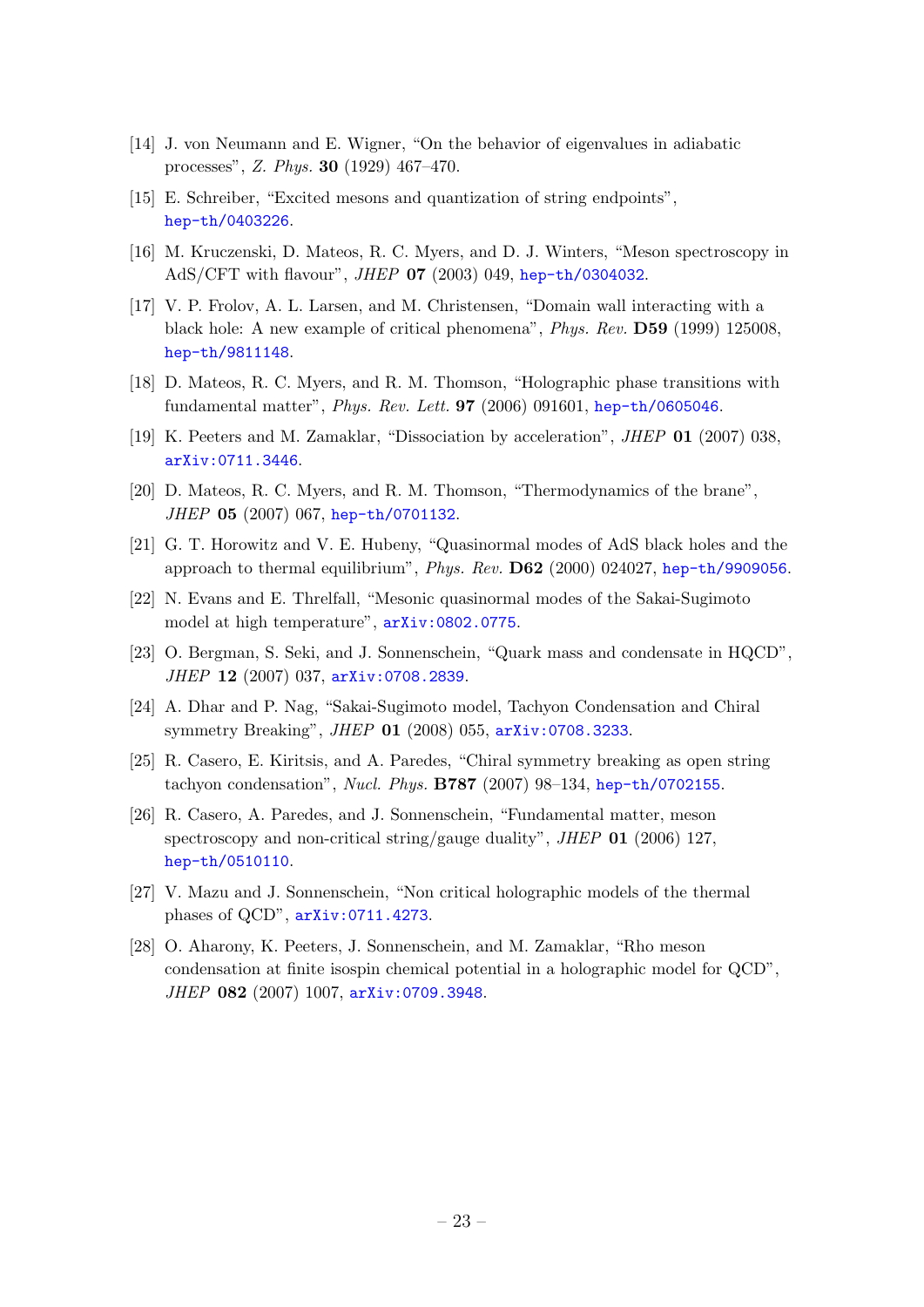[14] J. von Neumann and E. Wigner, "On the behavior of eigenvalues in adiabatic processes", *Z. Phys.* **30** (1929) 467–470.

[15] E. Schreiber, "Excited mesons and quantization of string endpoints", hep-th/0403226.

[16] M. Kruczenski, D. Mateos, R. C. Myers, and D. J. Winters, "Meson spectroscopy in AdS/CFT with flavour", *JHEP* **07** (2003) 049, hep-th/0304032.

[17] V. P. Frolov, A. L. Larsen, and M. Christensen, "Domain wall interacting with a black hole: A new example of critical phenomena", *Phys. Rev.* **D59** (1999) 125008, hep-th/9811148.

[18] D. Mateos, R. C. Myers, and R. M. Thomson, "Holographic phase transitions with fundamental matter", *Phys. Rev. Lett.* **97** (2006) 091601, hep-th/0605046.

[19] K. Peeters and M. Zamaklar, "Dissociation by acceleration", *JHEP* **01** (2007) 038, arXiv:0711.3446.

[20] D. Mateos, R. C. Myers, and R. M. Thomson, "Thermodynamics of the brane", *JHEP* **05** (2007) 067, hep-th/0701132.

[21] G. T. Horowitz and V. E. Hubeny, "Quasinormal modes of AdS black holes and the approach to thermal equilibrium", *Phys. Rev.* **D62** (2000) 024027, hep-th/9909056.

[22] N. Evans and E. Threlfall, "Mesonic quasinormal modes of the Sakai-Sugimoto model at high temperature", arXiv:0802.0775.

[23] O. Bergman, S. Seki, and J. Sonnenschein, "Quark mass and condensate in HQCD", *JHEP* **12** (2007) 037, arXiv:0708.2839.

[24] A. Dhar and P. Nag, "Sakai-Sugimoto model, Tachyon Condensation and Chiral symmetry Breaking", *JHEP* **01** (2008) 055, arXiv:0708.3233.

[25] R. Casero, E. Kiritsis, and A. Paredes, "Chiral symmetry breaking as open string tachyon condensation", *Nucl. Phys.* **B787** (2007) 98–134, hep-th/0702155.

[26] R. Casero, A. Paredes, and J. Sonnenschein, "Fundamental matter, meson spectroscopy and non-critical string/gauge duality", *JHEP* **01** (2006) 127, hep-th/0510110.

[27] V. Mazu and J. Sonnenschein, "Non critical holographic models of the thermal phases of QCD", arXiv:0711.4273.

[28] O. Aharony, K. Peeters, J. Sonnenschein, and M. Zamaklar, "Rho meson condensation at finite isospin chemical potential in a holographic model for QCD", *JHEP* **082** (2007) 1007, arXiv:0709.3948.